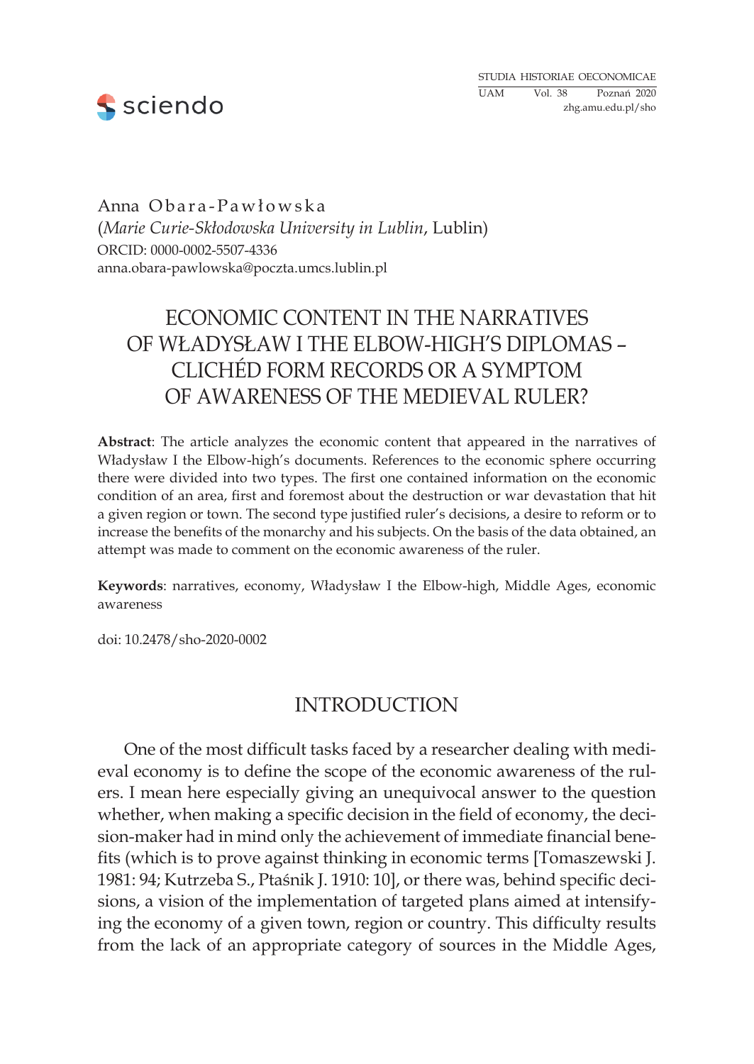Anna Obara-Pawłowska
(*Marie Curie-Skłodowska University in Lublin*, Lublin)
ORCID: 0000-0002-5507-4336
anna.obara-pawlowska@poczta.umcs.lublin.pl

# ECONOMIC CONTENT IN THE NARRATIVES OF WŁADYSŁAW I THE ELBOW-HIGH'S DIPLOMAS – CLICHÉD FORM RECORDS OR A SYMPTOM OF AWARENESS OF THE MEDIEVAL RULER?

**Abstract**: The article analyzes the economic content that appeared in the narratives of Władysław I the Elbow-high's documents. References to the economic sphere occurring there were divided into two types. The first one contained information on the economic condition of an area, first and foremost about the destruction or war devastation that hit a given region or town. The second type justified ruler's decisions, a desire to reform or to increase the benefits of the monarchy and his subjects. On the basis of the data obtained, an attempt was made to comment on the economic awareness of the ruler.

**Keywords**: narratives, economy, Władysław I the Elbow-high, Middle Ages, economic awareness

doi: 10.2478/sho-2020-0002

## INTRODUCTION

One of the most difficult tasks faced by a researcher dealing with medieval economy is to define the scope of the economic awareness of the rulers. I mean here especially giving an unequivocal answer to the question whether, when making a specific decision in the field of economy, the decision-maker had in mind only the achievement of immediate financial benefits (which is to prove against thinking in economic terms [Tomaszewski J. 1981: 94; Kutrzeba S., Ptaśnik J. 1910: 10], or there was, behind specific decisions, a vision of the implementation of targeted plans aimed at intensifying the economy of a given town, region or country. This difficulty results from the lack of an appropriate category of sources in the Middle Ages,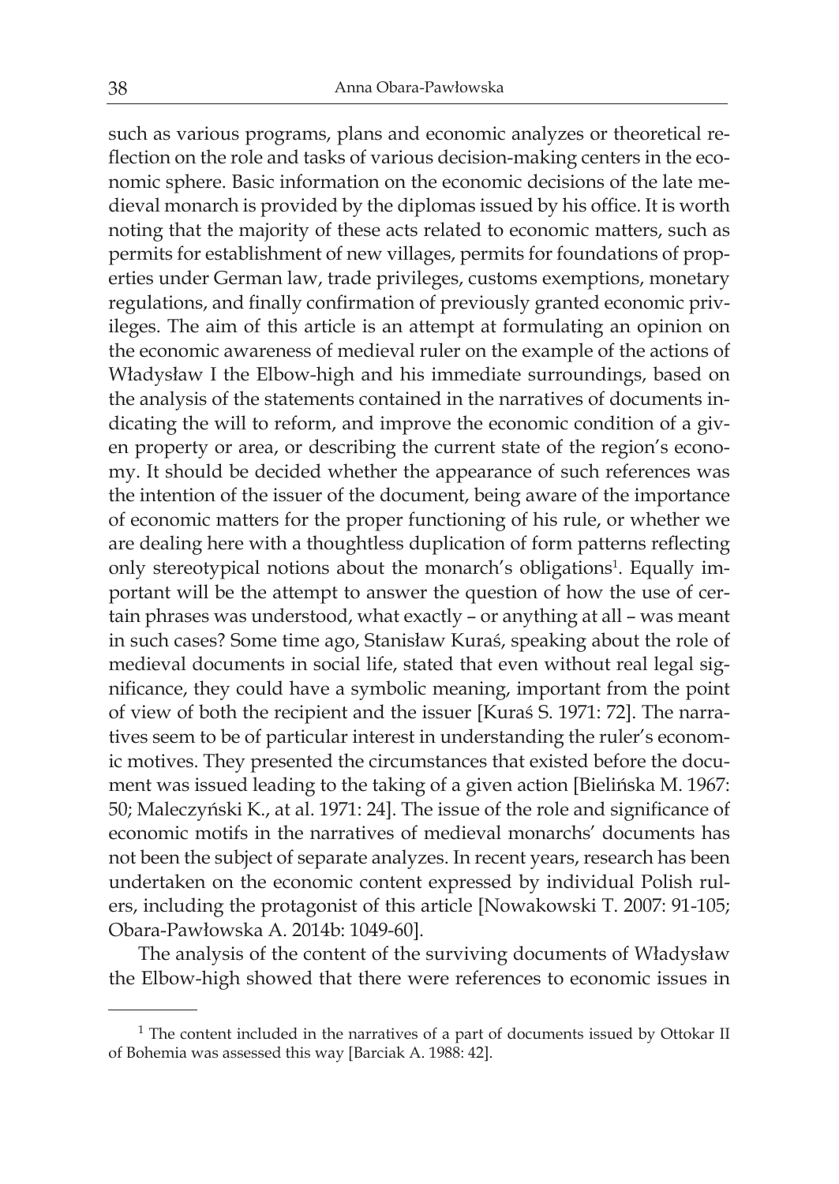such as various programs, plans and economic analyzes or theoretical reflection on the role and tasks of various decision-making centers in the economic sphere. Basic information on the economic decisions of the late medieval monarch is provided by the diplomas issued by his office. It is worth noting that the majority of these acts related to economic matters, such as permits for establishment of new villages, permits for foundations of properties under German law, trade privileges, customs exemptions, monetary regulations, and finally confirmation of previously granted economic privileges. The aim of this article is an attempt at formulating an opinion on the economic awareness of medieval ruler on the example of the actions of Władysław I the Elbow-high and his immediate surroundings, based on the analysis of the statements contained in the narratives of documents indicating the will to reform, and improve the economic condition of a given property or area, or describing the current state of the region's economy. It should be decided whether the appearance of such references was the intention of the issuer of the document, being aware of the importance of economic matters for the proper functioning of his rule, or whether we are dealing here with a thoughtless duplication of form patterns reflecting only stereotypical notions about the monarch's obligations[1]. Equally important will be the attempt to answer the question of how the use of certain phrases was understood, what exactly – or anything at all – was meant in such cases? Some time ago, Stanisław Kuraś, speaking about the role of medieval documents in social life, stated that even without real legal significance, they could have a symbolic meaning, important from the point of view of both the recipient and the issuer [Kuraś S. 1971: 72]. The narratives seem to be of particular interest in understanding the ruler's economic motives. They presented the circumstances that existed before the document was issued leading to the taking of a given action [Bielińska M. 1967: 50; Maleczyński K., at al. 1971: 24]. The issue of the role and significance of economic motifs in the narratives of medieval monarchs' documents has not been the subject of separate analyzes. In recent years, research has been undertaken on the economic content expressed by individual Polish rulers, including the protagonist of this article [Nowakowski T. 2007: 91-105; Obara-Pawłowska A. 2014b: 1049-60].

The analysis of the content of the surviving documents of Władysław the Elbow-high showed that there were references to economic issues in

[1] The content included in the narratives of a part of documents issued by Ottokar II of Bohemia was assessed this way [Barciak A. 1988: 42].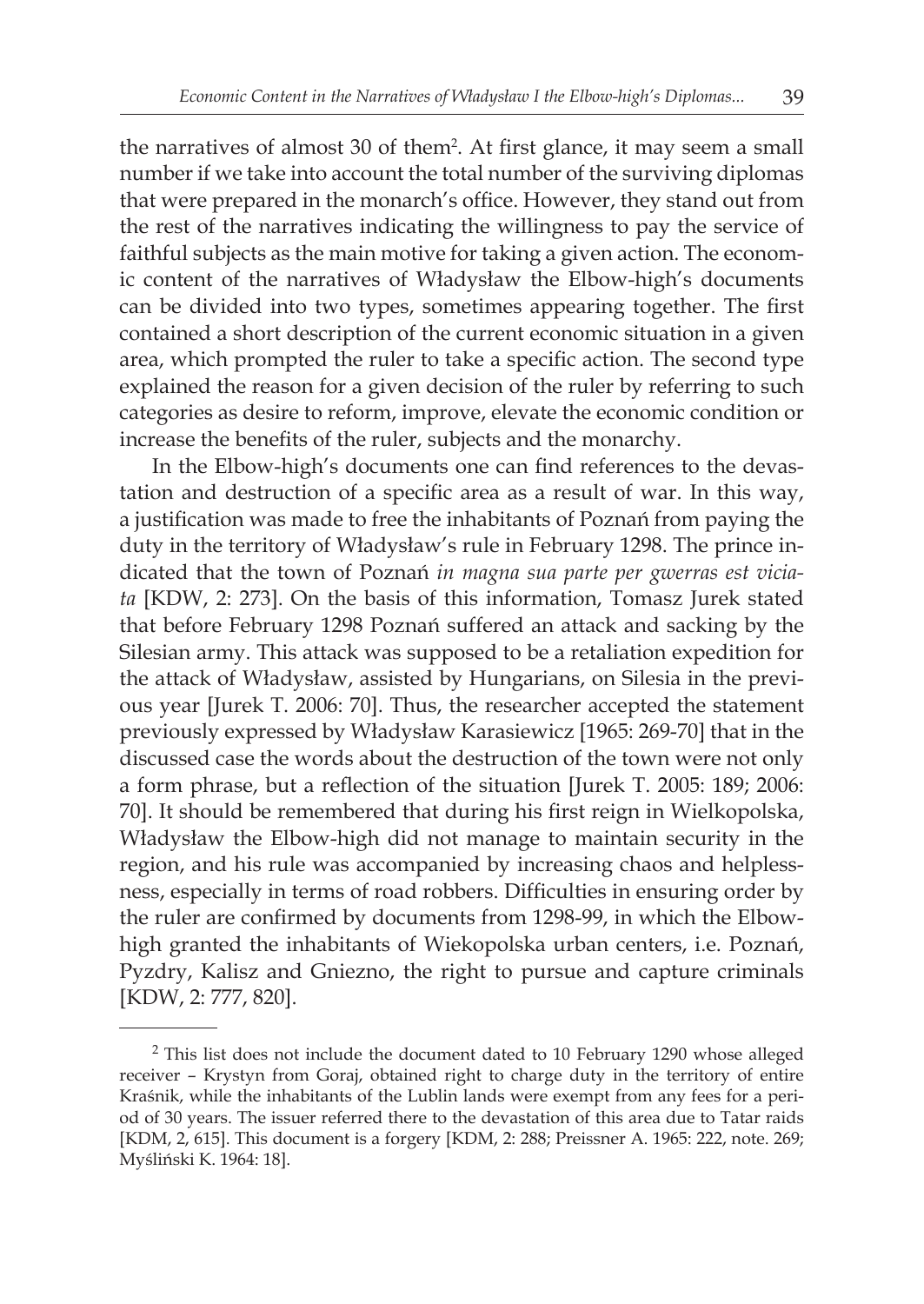the narratives of almost 30 of them[2]. At first glance, it may seem a small number if we take into account the total number of the surviving diplomas that were prepared in the monarch's office. However, they stand out from the rest of the narratives indicating the willingness to pay the service of faithful subjects as the main motive for taking a given action. The economic content of the narratives of Władysław the Elbow-high's documents can be divided into two types, sometimes appearing together. The first contained a short description of the current economic situation in a given area, which prompted the ruler to take a specific action. The second type explained the reason for a given decision of the ruler by referring to such categories as desire to reform, improve, elevate the economic condition or increase the benefits of the ruler, subjects and the monarchy.

In the Elbow-high's documents one can find references to the devastation and destruction of a specific area as a result of war. In this way, a justification was made to free the inhabitants of Poznań from paying the duty in the territory of Władysław's rule in February 1298. The prince indicated that the town of Poznań *in magna sua parte per gwerras est viciata* [KDW, 2: 273]. On the basis of this information, Tomasz Jurek stated that before February 1298 Poznań suffered an attack and sacking by the Silesian army. This attack was supposed to be a retaliation expedition for the attack of Władysław, assisted by Hungarians, on Silesia in the previous year [Jurek T. 2006: 70]. Thus, the researcher accepted the statement previously expressed by Władysław Karasiewicz [1965: 269-70] that in the discussed case the words about the destruction of the town were not only a form phrase, but a reflection of the situation [Jurek T. 2005: 189; 2006: 70]. It should be remembered that during his first reign in Wielkopolska, Władysław the Elbow-high did not manage to maintain security in the region, and his rule was accompanied by increasing chaos and helplessness, especially in terms of road robbers. Difficulties in ensuring order by the ruler are confirmed by documents from 1298-99, in which the Elbow-high granted the inhabitants of Wiekopolska urban centers, i.e. Poznań, Pyzdry, Kalisz and Gniezno, the right to pursue and capture criminals [KDW, 2: 777, 820].

---

[2] This list does not include the document dated to 10 February 1290 whose alleged receiver – Krystyn from Goraj, obtained right to charge duty in the territory of entire Kraśnik, while the inhabitants of the Lublin lands were exempt from any fees for a period of 30 years. The issuer referred there to the devastation of this area due to Tatar raids [KDM, 2, 615]. This document is a forgery [KDM, 2: 288; Preissner A. 1965: 222, note. 269; Myśliński K. 1964: 18].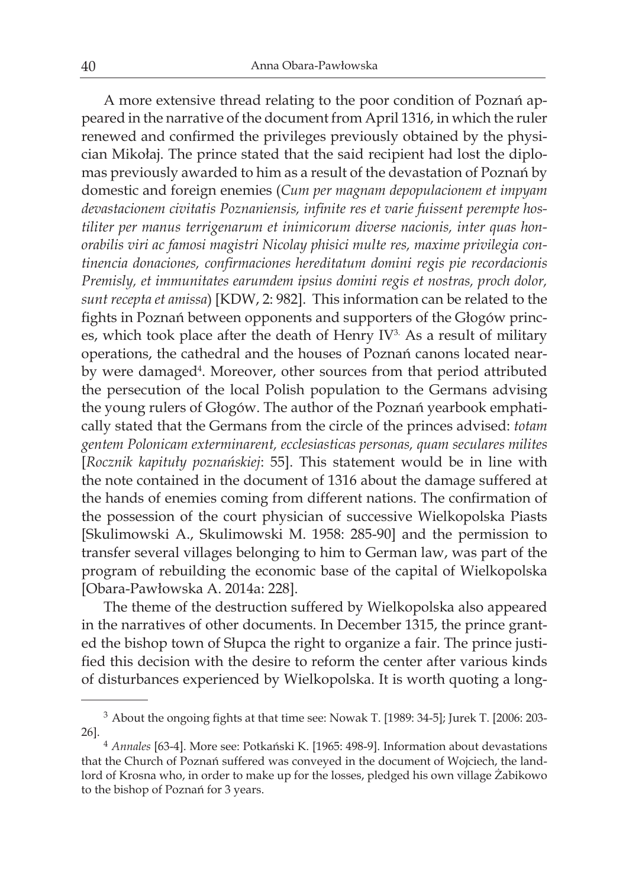A more extensive thread relating to the poor condition of Poznań appeared in the narrative of the document from April 1316, in which the ruler renewed and confirmed the privileges previously obtained by the physician Mikołaj. The prince stated that the said recipient had lost the diplomas previously awarded to him as a result of the devastation of Poznań by domestic and foreign enemies (*Cum per magnam depopulacionem et impyam devastacionem civitatis Poznaniensis, infinite res et varie fuissent perempte hostiliter per manus terrigenarum et inimicorum diverse nacionis, inter quas honorabilis viri ac famosi magistri Nicolay phisici multe res, maxime privilegia continencia donaciones, confirmaciones hereditatum domini regis pie recordacionis Premisly, et immunitates earumdem ipsius domini regis et nostras, proch dolor, sunt recepta et amissa*) [KDW, 2: 982]. This information can be related to the fights in Poznań between opponents and supporters of the Głogów princes, which took place after the death of Henry IV[3]. As a result of military operations, the cathedral and the houses of Poznań canons located nearby were damaged[4]. Moreover, other sources from that period attributed the persecution of the local Polish population to the Germans advising the young rulers of Głogów. The author of the Poznań yearbook emphatically stated that the Germans from the circle of the princes advised: *totam gentem Polonicam exterminarent, ecclesiasticas personas, quam seculares milites* [*Rocznik kapituły poznańskiej*: 55]. This statement would be in line with the note contained in the document of 1316 about the damage suffered at the hands of enemies coming from different nations. The confirmation of the possession of the court physician of successive Wielkopolska Piasts [Skulimowski A., Skulimowski M. 1958: 285-90] and the permission to transfer several villages belonging to him to German law, was part of the program of rebuilding the economic base of the capital of Wielkopolska [Obara-Pawłowska A. 2014a: 228].

The theme of the destruction suffered by Wielkopolska also appeared in the narratives of other documents. In December 1315, the prince granted the bishop town of Słupca the right to organize a fair. The prince justified this decision with the desire to reform the center after various kinds of disturbances experienced by Wielkopolska. It is worth quoting a long-

---

[3] About the ongoing fights at that time see: Nowak T. [1989: 34-5]; Jurek T. [2006: 203-26].

[4] *Annales* [63-4]. More see: Potkański K. [1965: 498-9]. Information about devastations that the Church of Poznań suffered was conveyed in the document of Wojciech, the landlord of Krosna who, in order to make up for the losses, pledged his own village Żabikowo to the bishop of Poznań for 3 years.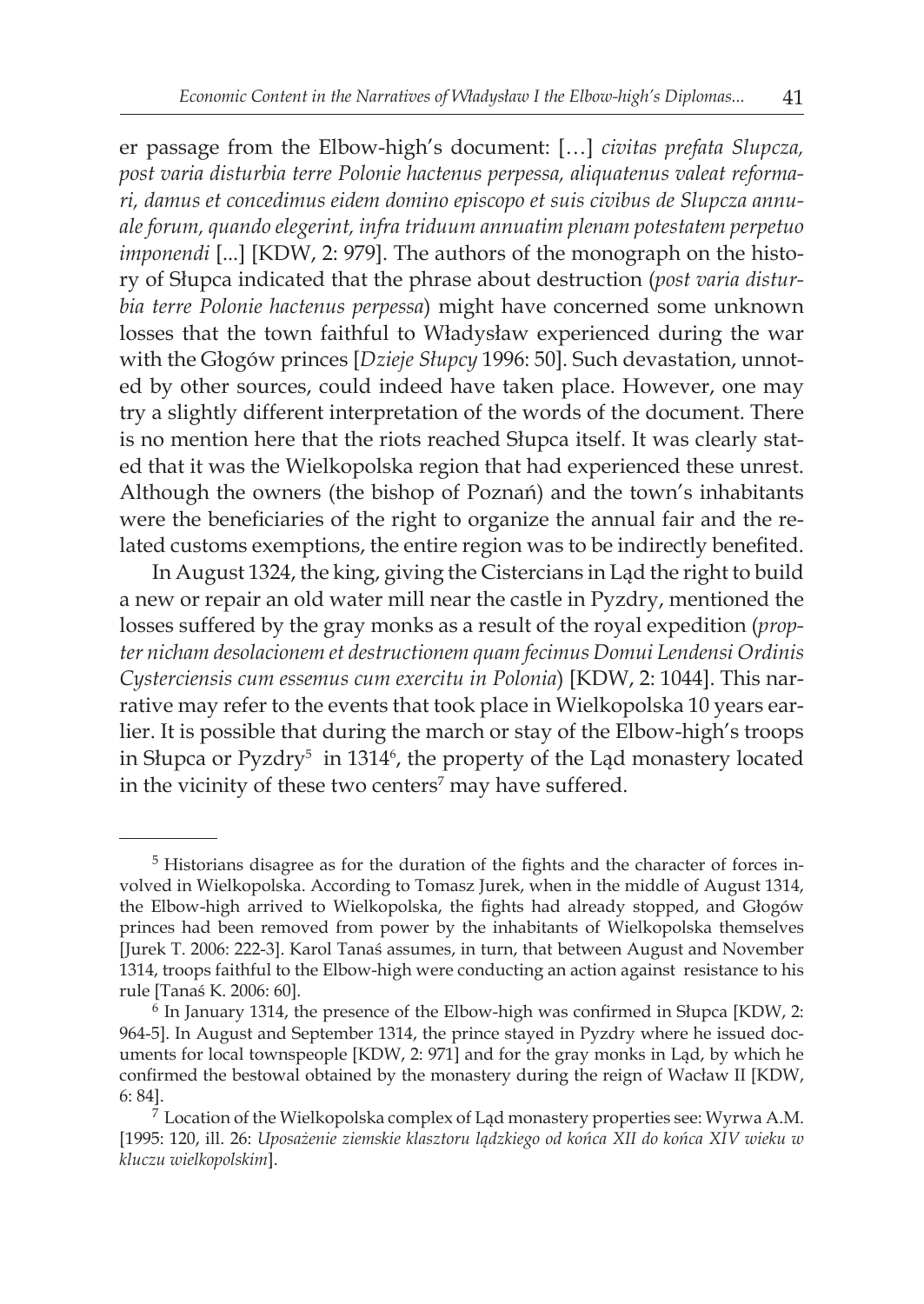er passage from the Elbow-high's document: […] *civitas prefata Slupcza, post varia disturbia terre Polonie hactenus perpessa, aliquatenus valeat reformari, damus et concedimus eidem domino episcopo et suis civibus de Slupcza annuale forum, quando elegerint, infra triduum annuatim plenam potestatem perpetuo imponendi* [...] [KDW, 2: 979]. The authors of the monograph on the history of Słupca indicated that the phrase about destruction (*post varia disturbia terre Polonie hactenus perpessa*) might have concerned some unknown losses that the town faithful to Władysław experienced during the war with the Głogów princes [*Dzieje Słupcy* 1996: 50]. Such devastation, unnoted by other sources, could indeed have taken place. However, one may try a slightly different interpretation of the words of the document. There is no mention here that the riots reached Słupca itself. It was clearly stated that it was the Wielkopolska region that had experienced these unrest. Although the owners (the bishop of Poznań) and the town's inhabitants were the beneficiaries of the right to organize the annual fair and the related customs exemptions, the entire region was to be indirectly benefited.

In August 1324, the king, giving the Cistercians in Ląd the right to build a new or repair an old water mill near the castle in Pyzdry, mentioned the losses suffered by the gray monks as a result of the royal expedition (*propter nicham desolacionem et destructionem quam fecimus Domui Lendensi Ordinis Cysterciensis cum essemus cum exercitu in Polonia*) [KDW, 2: 1044]. This narrative may refer to the events that took place in Wielkopolska 10 years earlier. It is possible that during the march or stay of the Elbow-high's troops in Słupca or Pyzdry[5] in 1314[6], the property of the Ląd monastery located in the vicinity of these two centers[7] may have suffered.

---

[5] Historians disagree as for the duration of the fights and the character of forces involved in Wielkopolska. According to Tomasz Jurek, when in the middle of August 1314, the Elbow-high arrived to Wielkopolska, the fights had already stopped, and Głogów princes had been removed from power by the inhabitants of Wielkopolska themselves [Jurek T. 2006: 222-3]. Karol Tanaś assumes, in turn, that between August and November 1314, troops faithful to the Elbow-high were conducting an action against resistance to his rule [Tanaś K. 2006: 60].

[6] In January 1314, the presence of the Elbow-high was confirmed in Słupca [KDW, 2: 964-5]. In August and September 1314, the prince stayed in Pyzdry where he issued documents for local townspeople [KDW, 2: 971] and for the gray monks in Ląd, by which he confirmed the bestowal obtained by the monastery during the reign of Wacław II [KDW, 6: 84].

[7] Location of the Wielkopolska complex of Ląd monastery properties see: Wyrwa A.M. [1995: 120, ill. 26: *Uposażenie ziemskie klasztoru lądzkiego od końca XII do końca XIV wieku w kluczu wielkopolskim*].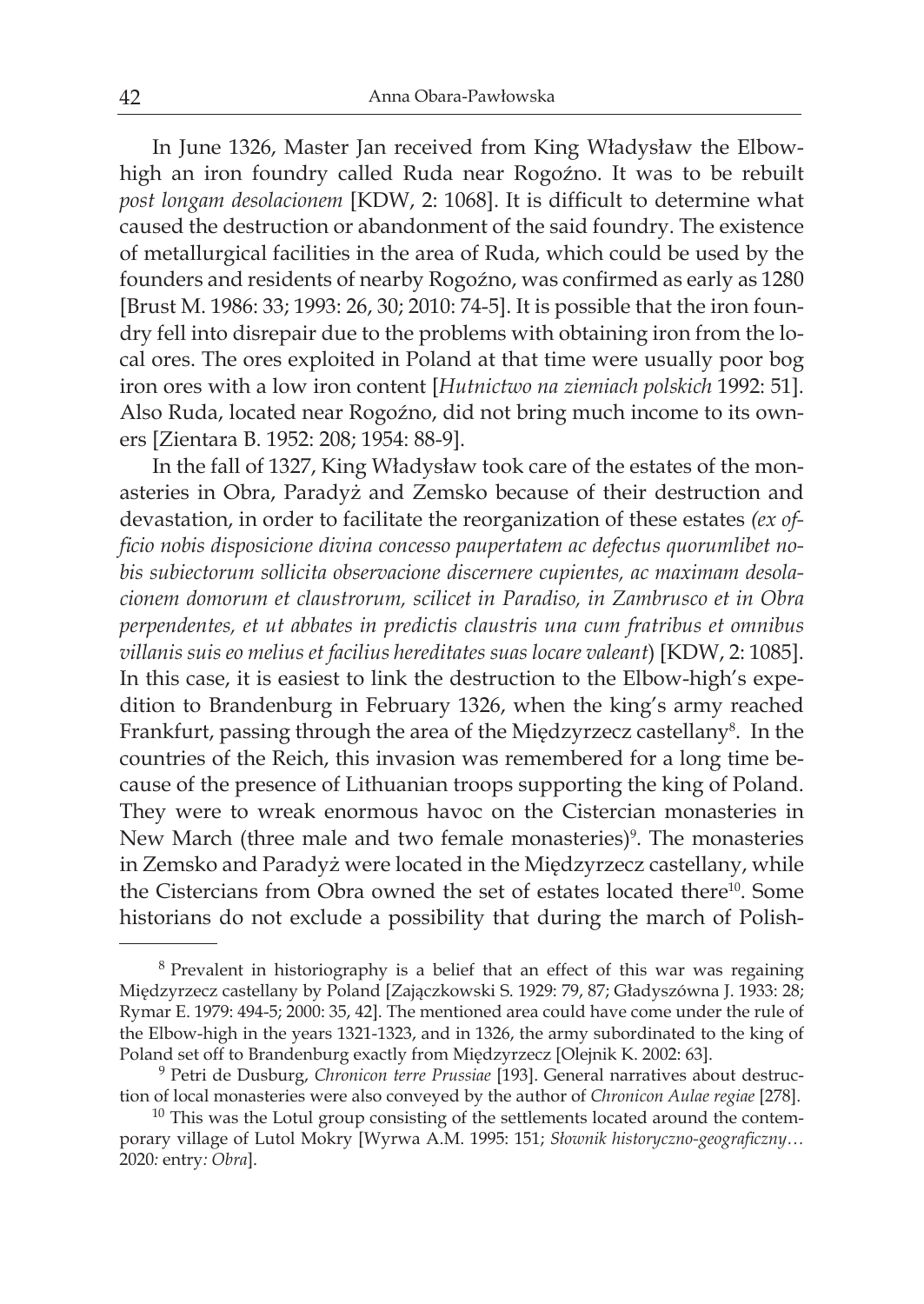In June 1326, Master Jan received from King Władysław the Elbow-high an iron foundry called Ruda near Rogoźno. It was to be rebuilt *post longam desolacionem* [KDW, 2: 1068]. It is difficult to determine what caused the destruction or abandonment of the said foundry. The existence of metallurgical facilities in the area of Ruda, which could be used by the founders and residents of nearby Rogoźno, was confirmed as early as 1280 [Brust M. 1986: 33; 1993: 26, 30; 2010: 74-5]. It is possible that the iron foundry fell into disrepair due to the problems with obtaining iron from the local ores. The ores exploited in Poland at that time were usually poor bog iron ores with a low iron content [*Hutnictwo na ziemiach polskich* 1992: 51]. Also Ruda, located near Rogoźno, did not bring much income to its owners [Zientara B. 1952: 208; 1954: 88-9].

In the fall of 1327, King Władysław took care of the estates of the monasteries in Obra, Paradyż and Zemsko because of their destruction and devastation, in order to facilitate the reorganization of these estates *(ex officio nobis disposicione divina concesso paupertatem ac defectus quorumlibet nobis subiectorum sollicita observacione discernere cupientes, ac maximam desolacionem domorum et claustrorum, scilicet in Paradiso, in Zambrusco et in Obra perpendentes, et ut abbates in predictis claustris una cum fratribus et omnibus villanis suis eo melius et facilius hereditates suas locare valeant*) [KDW, 2: 1085]. In this case, it is easiest to link the destruction to the Elbow-high's expedition to Brandenburg in February 1326, when the king's army reached Frankfurt, passing through the area of the Międzyrzecz castellany[8]. In the countries of the Reich, this invasion was remembered for a long time because of the presence of Lithuanian troops supporting the king of Poland. They were to wreak enormous havoc on the Cistercian monasteries in New March (three male and two female monasteries)[9]. The monasteries in Zemsko and Paradyż were located in the Międzyrzecz castellany, while the Cistercians from Obra owned the set of estates located there[10]. Some historians do not exclude a possibility that during the march of Polish-

---

[8] Prevalent in historiography is a belief that an effect of this war was regaining Międzyrzecz castellany by Poland [Zajączkowski S. 1929: 79, 87; Gładyszówna J. 1933: 28; Rymar E. 1979: 494-5; 2000: 35, 42]. The mentioned area could have come under the rule of the Elbow-high in the years 1321-1323, and in 1326, the army subordinated to the king of Poland set off to Brandenburg exactly from Międzyrzecz [Olejnik K. 2002: 63].

[9] Petri de Dusburg, *Chronicon terre Prussiae* [193]. General narratives about destruction of local monasteries were also conveyed by the author of *Chronicon Aulae regiae* [278].

[10] This was the Lotul group consisting of the settlements located around the contemporary village of Lutol Mokry [Wyrwa A.M. 1995: 151; *Słownik historyczno-geograficzny…* 2020*:* entry*: Obra*].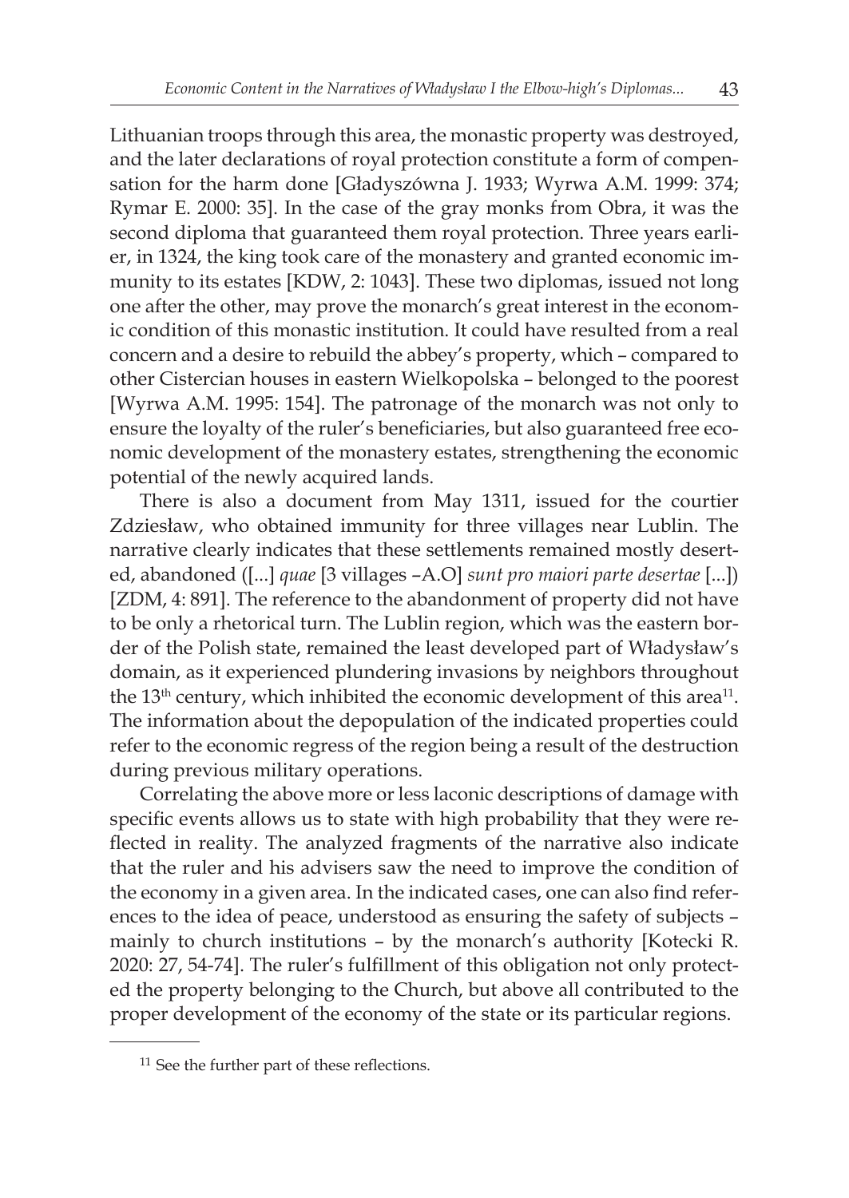Lithuanian troops through this area, the monastic property was destroyed, and the later declarations of royal protection constitute a form of compensation for the harm done [Gładyszówna J. 1933; Wyrwa A.M. 1999: 374; Rymar E. 2000: 35]. In the case of the gray monks from Obra, it was the second diploma that guaranteed them royal protection. Three years earlier, in 1324, the king took care of the monastery and granted economic immunity to its estates [KDW, 2: 1043]. These two diplomas, issued not long one after the other, may prove the monarch's great interest in the economic condition of this monastic institution. It could have resulted from a real concern and a desire to rebuild the abbey's property, which – compared to other Cistercian houses in eastern Wielkopolska – belonged to the poorest [Wyrwa A.M. 1995: 154]. The patronage of the monarch was not only to ensure the loyalty of the ruler's beneficiaries, but also guaranteed free economic development of the monastery estates, strengthening the economic potential of the newly acquired lands.

There is also a document from May 1311, issued for the courtier Zdziesław, who obtained immunity for three villages near Lublin. The narrative clearly indicates that these settlements remained mostly deserted, abandoned ([...] *quae* [3 villages –A.O] *sunt pro maiori parte desertae* [...]) [ZDM, 4: 891]. The reference to the abandonment of property did not have to be only a rhetorical turn. The Lublin region, which was the eastern border of the Polish state, remained the least developed part of Władysław's domain, as it experienced plundering invasions by neighbors throughout the 13th century, which inhibited the economic development of this area[11]. The information about the depopulation of the indicated properties could refer to the economic regress of the region being a result of the destruction during previous military operations.

Correlating the above more or less laconic descriptions of damage with specific events allows us to state with high probability that they were reflected in reality. The analyzed fragments of the narrative also indicate that the ruler and his advisers saw the need to improve the condition of the economy in a given area. In the indicated cases, one can also find references to the idea of peace, understood as ensuring the safety of subjects – mainly to church institutions – by the monarch's authority [Kotecki R. 2020: 27, 54-74]. The ruler's fulfillment of this obligation not only protected the property belonging to the Church, but above all contributed to the proper development of the economy of the state or its particular regions.

[11] See the further part of these reflections.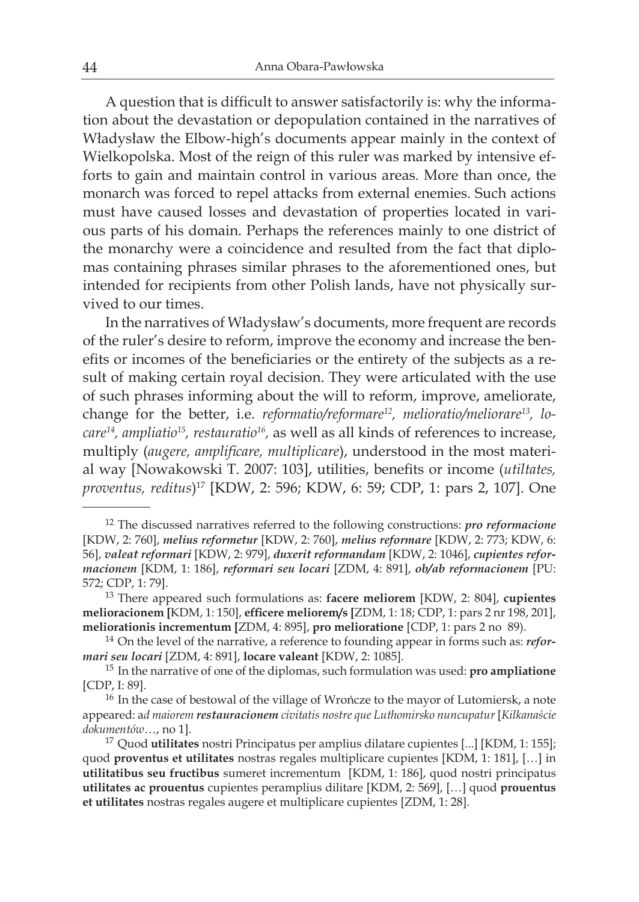A question that is difficult to answer satisfactorily is: why the information about the devastation or depopulation contained in the narratives of Władysław the Elbow-high's documents appear mainly in the context of Wielkopolska. Most of the reign of this ruler was marked by intensive efforts to gain and maintain control in various areas. More than once, the monarch was forced to repel attacks from external enemies. Such actions must have caused losses and devastation of properties located in various parts of his domain. Perhaps the references mainly to one district of the monarchy were a coincidence and resulted from the fact that diplomas containing phrases similar phrases to the aforementioned ones, but intended for recipients from other Polish lands, have not physically survived to our times.

In the narratives of Władysław's documents, more frequent are records of the ruler's desire to reform, improve the economy and increase the benefits or incomes of the beneficiaries or the entirety of the subjects as a result of making certain royal decision. They were articulated with the use of such phrases informing about the will to reform, improve, ameliorate, change for the better, i.e. *reformatio/reformare*[12], *melioratio/meliorare*[13], *locare*[14], *ampliatio*[15], *restauratio*[16], as well as all kinds of references to increase, multiply (*augere, amplificare, multiplicare*), understood in the most material way [Nowakowski T. 2007: 103], utilities, benefits or income (*utiltates, proventus, reditus*)[17] [KDW, 2: 596; KDW, 6: 59; CDP, 1: pars 2, 107]. One

---

[12] The discussed narratives referred to the following constructions: ***pro reformacione*** [KDW, 2: 760], ***melius reformetur*** [KDW, 2: 760], ***melius reformare*** [KDW, 2: 773; KDW, 6: 56], ***valeat reformari*** [KDW, 2: 979], ***duxerit reformandam*** [KDW, 2: 1046], ***cupientes reformacionem*** [KDM, 1: 186], ***reformari seu locari*** [ZDM, 4: 891], ***ob/ab reformacionem*** [PU: 572; CDP, 1: 79].

[13] There appeared such formulations as: **facere meliorem** [KDW, 2: 804], **cupientes melioracionem [**KDM, 1: 150], **efficere meliorem/s [**ZDM, 1: 18; CDP, 1: pars 2 nr 198, 201], **meliorationis incrementum [**ZDM, 4: 895], **pro melioratione** [CDP, 1: pars 2 no 89).

[14] On the level of the narrative, a reference to founding appear in forms such as: ***reformari seu locari*** [ZDM, 4: 891], **locare valeant** [KDW, 2: 1085].

[15] In the narrative of one of the diplomas, such formulation was used: **pro ampliatione** [CDP, I: 89].

[16] In the case of bestowal of the village of Wrończe to the mayor of Lutomiersk, a note appeared: a*d maiorem* ***restauracionem*** *civitatis nostre que Luthomirsko nuncupatur* [*Kilkanaście dokumentów*…, no 1].

[17] Quod **utilitates** nostri Principatus per amplius dilatare cupientes [...] [KDM, 1: 155]; quod **proventus et utilitates** nostras regales multiplicare cupientes [KDM, 1: 181], […] in **utilitatibus seu fructibus** sumeret incrementum [KDM, 1: 186], quod nostri principatus **utilitates ac prouentus** cupientes peramplius dilitare [KDM, 2: 569], […] quod **prouentus et utilitates** nostras regales augere et multiplicare cupientes [ZDM, 1: 28].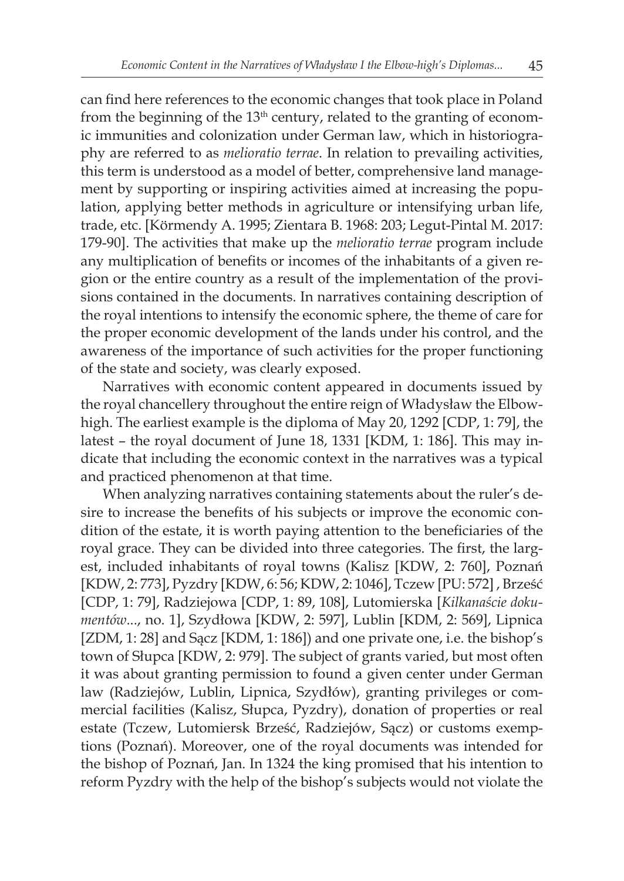can find here references to the economic changes that took place in Poland from the beginning of the 13th century, related to the granting of economic immunities and colonization under German law, which in historiography are referred to as *melioratio terrae*. In relation to prevailing activities, this term is understood as a model of better, comprehensive land management by supporting or inspiring activities aimed at increasing the population, applying better methods in agriculture or intensifying urban life, trade, etc. [Körmendy A. 1995; Zientara B. 1968: 203; Legut-Pintal M. 2017: 179-90]. The activities that make up the *melioratio terrae* program include any multiplication of benefits or incomes of the inhabitants of a given region or the entire country as a result of the implementation of the provisions contained in the documents. In narratives containing description of the royal intentions to intensify the economic sphere, the theme of care for the proper economic development of the lands under his control, and the awareness of the importance of such activities for the proper functioning of the state and society, was clearly exposed.

Narratives with economic content appeared in documents issued by the royal chancellery throughout the entire reign of Władysław the Elbow-high. The earliest example is the diploma of May 20, 1292 [CDP, 1: 79], the latest – the royal document of June 18, 1331 [KDM, 1: 186]. This may indicate that including the economic context in the narratives was a typical and practiced phenomenon at that time.

When analyzing narratives containing statements about the ruler's desire to increase the benefits of his subjects or improve the economic condition of the estate, it is worth paying attention to the beneficiaries of the royal grace. They can be divided into three categories. The first, the largest, included inhabitants of royal towns (Kalisz [KDW, 2: 760], Poznań [KDW, 2: 773], Pyzdry [KDW, 6: 56; KDW, 2: 1046], Tczew [PU: 572] , Brześć [CDP, 1: 79], Radziejowa [CDP, 1: 89, 108], Lutomierska [*Kilkanaście dokumentów*..., no. 1], Szydłowa [KDW, 2: 597], Lublin [KDM, 2: 569], Lipnica [ZDM, 1: 28] and Sącz [KDM, 1: 186]) and one private one, i.e. the bishop's town of Słupca [KDW, 2: 979]. The subject of grants varied, but most often it was about granting permission to found a given center under German law (Radziejów, Lublin, Lipnica, Szydłów), granting privileges or commercial facilities (Kalisz, Słupca, Pyzdry), donation of properties or real estate (Tczew, Lutomiersk Brześć, Radziejów, Sącz) or customs exemptions (Poznań). Moreover, one of the royal documents was intended for the bishop of Poznań, Jan. In 1324 the king promised that his intention to reform Pyzdry with the help of the bishop's subjects would not violate the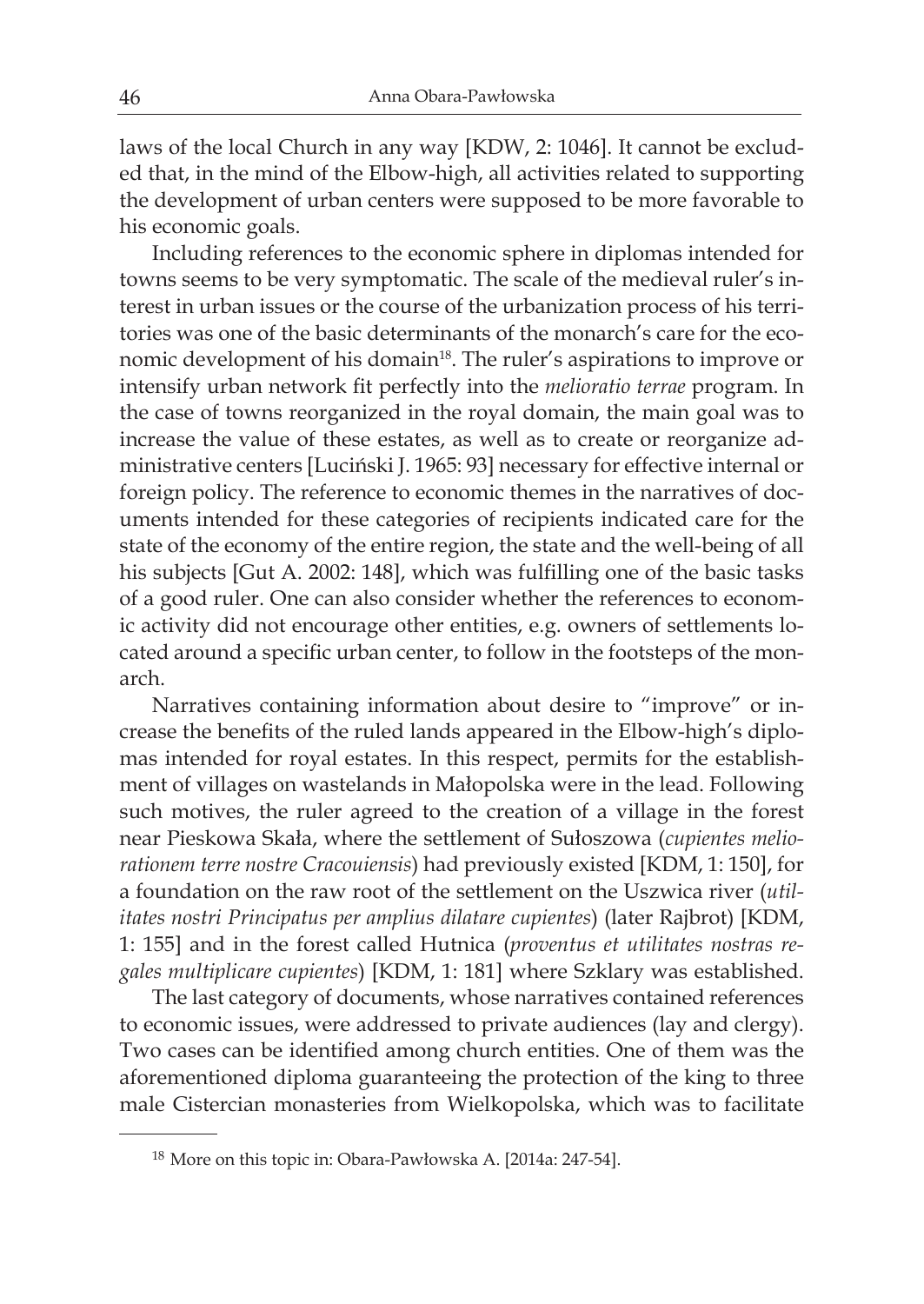laws of the local Church in any way [KDW, 2: 1046]. It cannot be excluded that, in the mind of the Elbow-high, all activities related to supporting the development of urban centers were supposed to be more favorable to his economic goals.

Including references to the economic sphere in diplomas intended for towns seems to be very symptomatic. The scale of the medieval ruler's interest in urban issues or the course of the urbanization process of his territories was one of the basic determinants of the monarch's care for the economic development of his domain[18]. The ruler's aspirations to improve or intensify urban network fit perfectly into the *melioratio terrae* program. In the case of towns reorganized in the royal domain, the main goal was to increase the value of these estates, as well as to create or reorganize administrative centers [Luciński J. 1965: 93] necessary for effective internal or foreign policy. The reference to economic themes in the narratives of documents intended for these categories of recipients indicated care for the state of the economy of the entire region, the state and the well-being of all his subjects [Gut A. 2002: 148], which was fulfilling one of the basic tasks of a good ruler. One can also consider whether the references to economic activity did not encourage other entities, e.g. owners of settlements located around a specific urban center, to follow in the footsteps of the monarch.

Narratives containing information about desire to "improve" or increase the benefits of the ruled lands appeared in the Elbow-high's diplomas intended for royal estates. In this respect, permits for the establishment of villages on wastelands in Małopolska were in the lead. Following such motives, the ruler agreed to the creation of a village in the forest near Pieskowa Skała, where the settlement of Sułoszowa (*cupientes meliorationem terre nostre Cracouiensis*) had previously existed [KDM, 1: 150], for a foundation on the raw root of the settlement on the Uszwica river (*utilitates nostri Principatus per amplius dilatare cupientes*) (later Rajbrot) [KDM, 1: 155] and in the forest called Hutnica (*proventus et utilitates nostras regales multiplicare cupientes*) [KDM, 1: 181] where Szklary was established.

The last category of documents, whose narratives contained references to economic issues, were addressed to private audiences (lay and clergy). Two cases can be identified among church entities. One of them was the aforementioned diploma guaranteeing the protection of the king to three male Cistercian monasteries from Wielkopolska, which was to facilitate

[18] More on this topic in: Obara-Pawłowska A. [2014a: 247-54].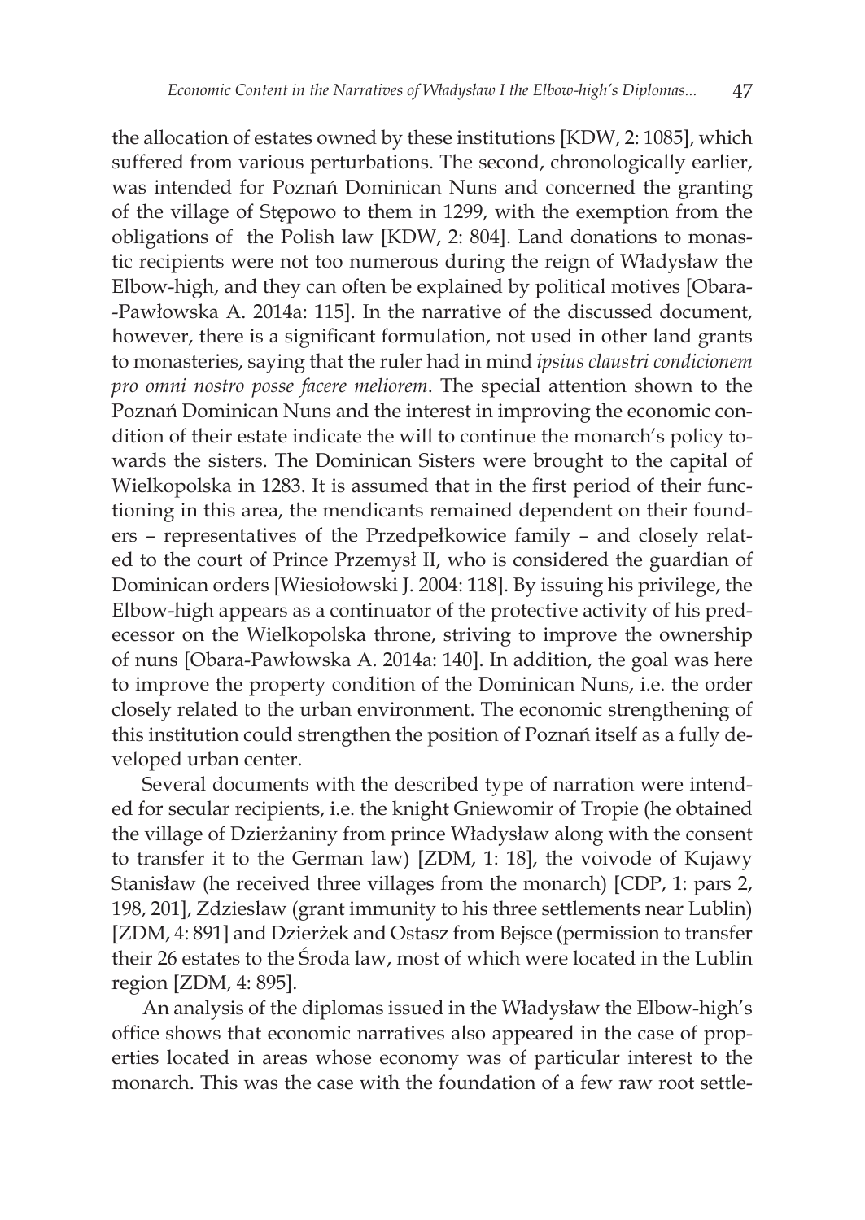the allocation of estates owned by these institutions [KDW, 2: 1085], which suffered from various perturbations. The second, chronologically earlier, was intended for Poznań Dominican Nuns and concerned the granting of the village of Stępowo to them in 1299, with the exemption from the obligations of the Polish law [KDW, 2: 804]. Land donations to monastic recipients were not too numerous during the reign of Władysław the Elbow-high, and they can often be explained by political motives [Obara-Pawłowska A. 2014a: 115]. In the narrative of the discussed document, however, there is a significant formulation, not used in other land grants to monasteries, saying that the ruler had in mind *ipsius claustri condicionem pro omni nostro posse facere meliorem*. The special attention shown to the Poznań Dominican Nuns and the interest in improving the economic condition of their estate indicate the will to continue the monarch's policy towards the sisters. The Dominican Sisters were brought to the capital of Wielkopolska in 1283. It is assumed that in the first period of their functioning in this area, the mendicants remained dependent on their founders – representatives of the Przedpełkowice family – and closely related to the court of Prince Przemysł II, who is considered the guardian of Dominican orders [Wiesiołowski J. 2004: 118]. By issuing his privilege, the Elbow-high appears as a continuator of the protective activity of his predecessor on the Wielkopolska throne, striving to improve the ownership of nuns [Obara-Pawłowska A. 2014a: 140]. In addition, the goal was here to improve the property condition of the Dominican Nuns, i.e. the order closely related to the urban environment. The economic strengthening of this institution could strengthen the position of Poznań itself as a fully developed urban center.

Several documents with the described type of narration were intended for secular recipients, i.e. the knight Gniewomir of Tropie (he obtained the village of Dzierżaniny from prince Władysław along with the consent to transfer it to the German law) [ZDM, 1: 18], the voivode of Kujawy Stanisław (he received three villages from the monarch) [CDP, 1: pars 2, 198, 201], Zdziesław (grant immunity to his three settlements near Lublin) [ZDM, 4: 891] and Dzierżek and Ostasz from Bejsce (permission to transfer their 26 estates to the Środa law, most of which were located in the Lublin region [ZDM, 4: 895].

An analysis of the diplomas issued in the Władysław the Elbow-high's office shows that economic narratives also appeared in the case of properties located in areas whose economy was of particular interest to the monarch. This was the case with the foundation of a few raw root settle-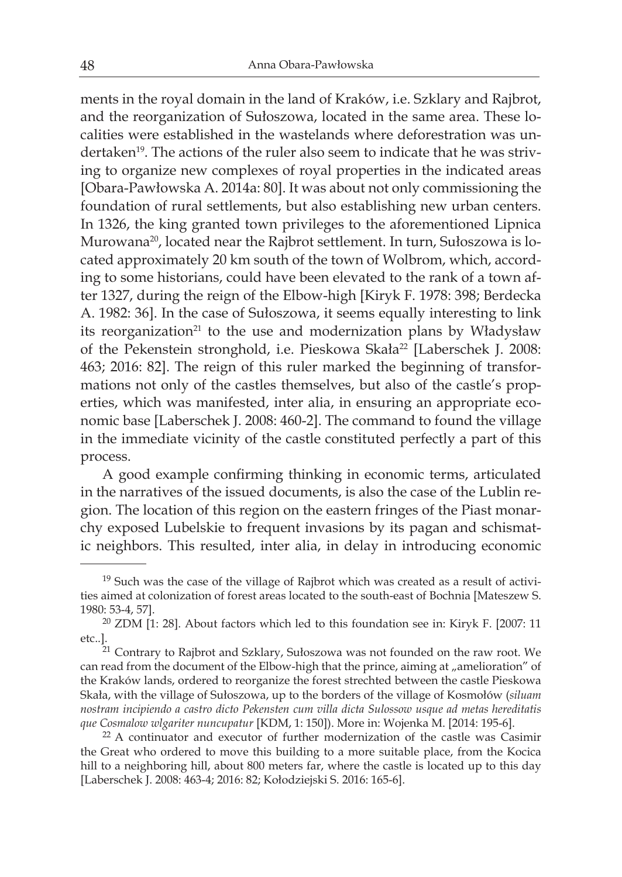ments in the royal domain in the land of Kraków, i.e. Szklary and Rajbrot, and the reorganization of Sułoszowa, located in the same area. These localities were established in the wastelands where deforestation was undertaken[19]. The actions of the ruler also seem to indicate that he was striving to organize new complexes of royal properties in the indicated areas [Obara-Pawłowska A. 2014a: 80]. It was about not only commissioning the foundation of rural settlements, but also establishing new urban centers. In 1326, the king granted town privileges to the aforementioned Lipnica Murowana[20], located near the Rajbrot settlement. In turn, Sułoszowa is located approximately 20 km south of the town of Wolbrom, which, according to some historians, could have been elevated to the rank of a town after 1327, during the reign of the Elbow-high [Kiryk F. 1978: 398; Berdecka A. 1982: 36]. In the case of Sułoszowa, it seems equally interesting to link its reorganization[21] to the use and modernization plans by Władysław of the Pekenstein stronghold, i.e. Pieskowa Skała[22] [Laberschek J. 2008: 463; 2016: 82]. The reign of this ruler marked the beginning of transformations not only of the castles themselves, but also of the castle's properties, which was manifested, inter alia, in ensuring an appropriate economic base [Laberschek J. 2008: 460-2]. The command to found the village in the immediate vicinity of the castle constituted perfectly a part of this process.

A good example confirming thinking in economic terms, articulated in the narratives of the issued documents, is also the case of the Lublin region. The location of this region on the eastern fringes of the Piast monarchy exposed Lubelskie to frequent invasions by its pagan and schismatic neighbors. This resulted, inter alia, in delay in introducing economic

---

[19] Such was the case of the village of Rajbrot which was created as a result of activities aimed at colonization of forest areas located to the south-east of Bochnia [Mateszew S. 1980: 53-4, 57].

[20] ZDM [1: 28]. About factors which led to this foundation see in: Kiryk F. [2007: 11 etc..].

[21] Contrary to Rajbrot and Szklary, Sułoszowa was not founded on the raw root. We can read from the document of the Elbow-high that the prince, aiming at „amelioration" of the Kraków lands, ordered to reorganize the forest strechted between the castle Pieskowa Skała, with the village of Sułoszowa, up to the borders of the village of Kosmołów (*siluam nostram incipiendo a castro dicto Pekensten cum villa dicta Sulossow usque ad metas hereditatis que Cosmalow wlgariter nuncupatur* [KDM, 1: 150]). More in: Wojenka M. [2014: 195-6].

[22] A continuator and executor of further modernization of the castle was Casimir the Great who ordered to move this building to a more suitable place, from the Kocica hill to a neighboring hill, about 800 meters far, where the castle is located up to this day [Laberschek J. 2008: 463-4; 2016: 82; Kołodziejski S. 2016: 165-6].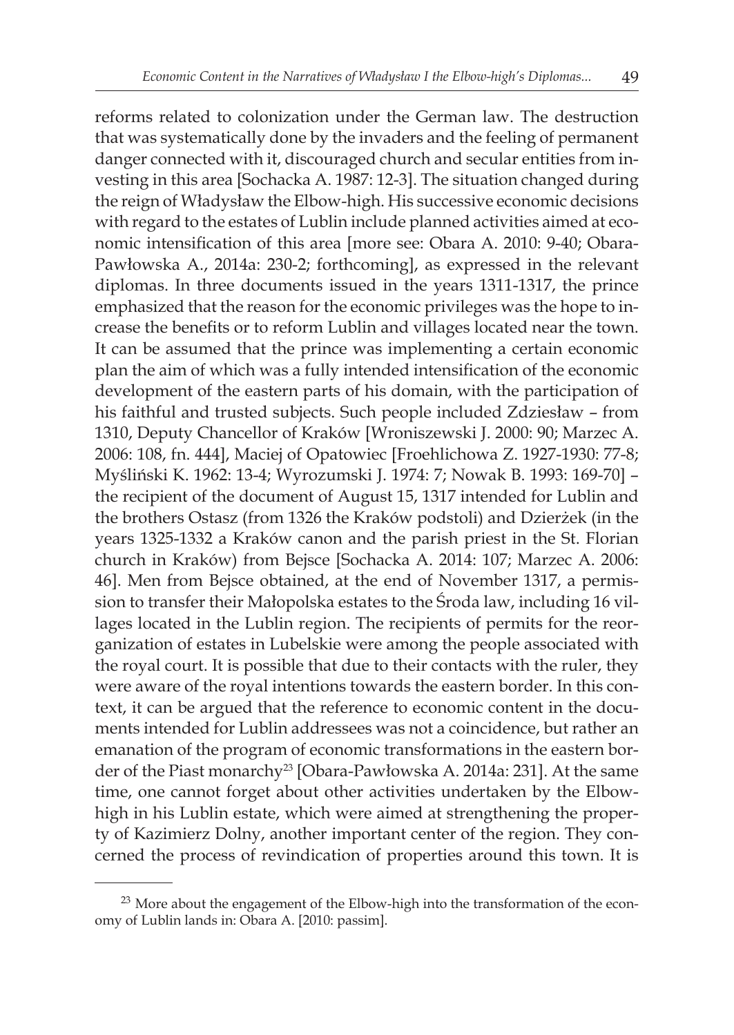reforms related to colonization under the German law. The destruction that was systematically done by the invaders and the feeling of permanent danger connected with it, discouraged church and secular entities from investing in this area [Sochacka A. 1987: 12-3]. The situation changed during the reign of Władysław the Elbow-high. His successive economic decisions with regard to the estates of Lublin include planned activities aimed at economic intensification of this area [more see: Obara A. 2010: 9-40; Obara-Pawłowska A., 2014a: 230-2; forthcoming], as expressed in the relevant diplomas. In three documents issued in the years 1311-1317, the prince emphasized that the reason for the economic privileges was the hope to increase the benefits or to reform Lublin and villages located near the town. It can be assumed that the prince was implementing a certain economic plan the aim of which was a fully intended intensification of the economic development of the eastern parts of his domain, with the participation of his faithful and trusted subjects. Such people included Zdziesław – from 1310, Deputy Chancellor of Kraków [Wroniszewski J. 2000: 90; Marzec A. 2006: 108, fn. 444], Maciej of Opatowiec [Froehlichowa Z. 1927-1930: 77-8; Myśliński K. 1962: 13-4; Wyrozumski J. 1974: 7; Nowak B. 1993: 169-70] – the recipient of the document of August 15, 1317 intended for Lublin and the brothers Ostasz (from 1326 the Kraków podstoli) and Dzierżek (in the years 1325-1332 a Kraków canon and the parish priest in the St. Florian church in Kraków) from Bejsce [Sochacka A. 2014: 107; Marzec A. 2006: 46]. Men from Bejsce obtained, at the end of November 1317, a permission to transfer their Małopolska estates to the Środa law, including 16 villages located in the Lublin region. The recipients of permits for the reorganization of estates in Lubelskie were among the people associated with the royal court. It is possible that due to their contacts with the ruler, they were aware of the royal intentions towards the eastern border. In this context, it can be argued that the reference to economic content in the documents intended for Lublin addressees was not a coincidence, but rather an emanation of the program of economic transformations in the eastern border of the Piast monarchy[23] [Obara-Pawłowska A. 2014a: 231]. At the same time, one cannot forget about other activities undertaken by the Elbow-high in his Lublin estate, which were aimed at strengthening the property of Kazimierz Dolny, another important center of the region. They concerned the process of revindication of properties around this town. It is

[23] More about the engagement of the Elbow-high into the transformation of the economy of Lublin lands in: Obara A. [2010: passim].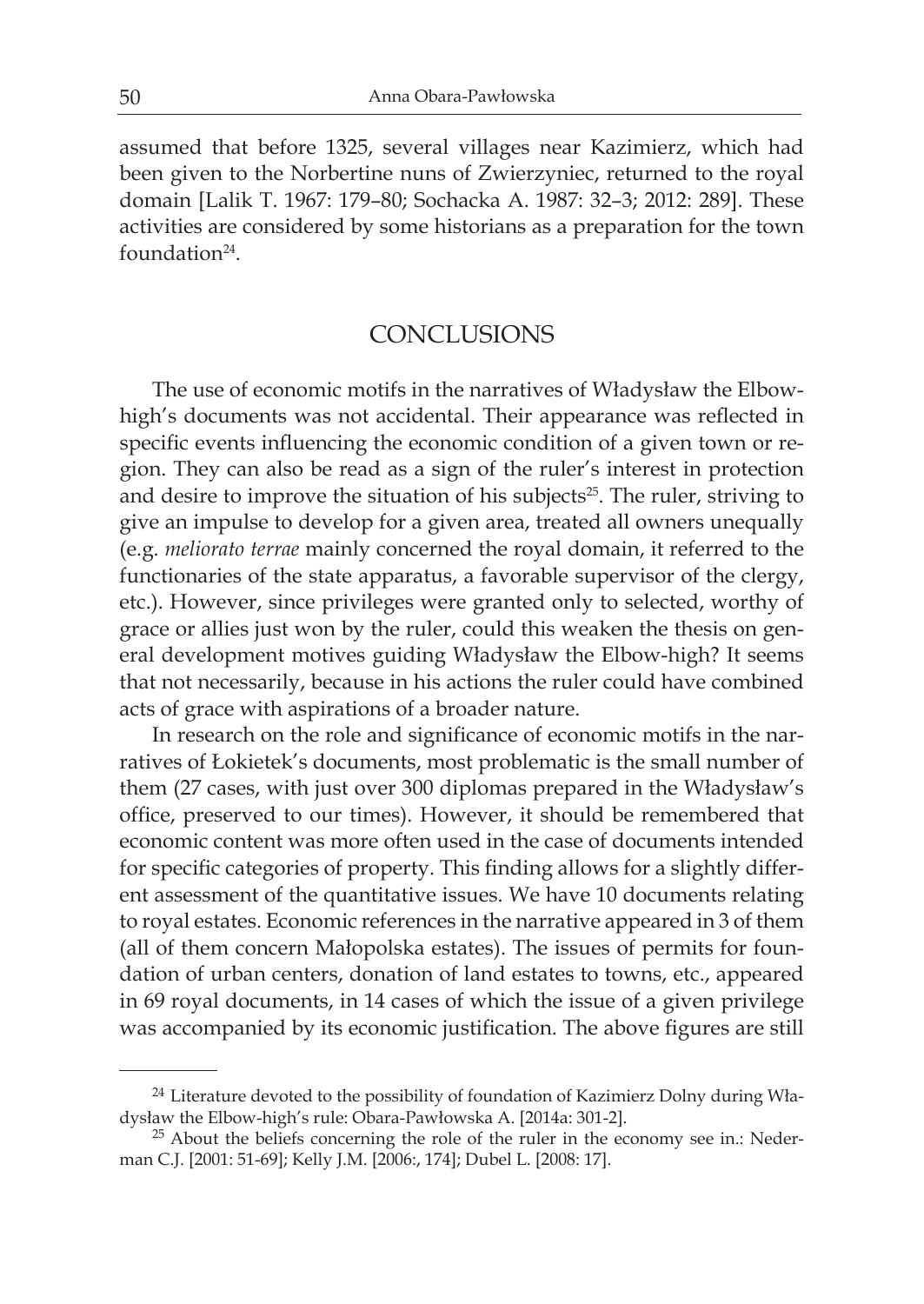assumed that before 1325, several villages near Kazimierz, which had been given to the Norbertine nuns of Zwierzyniec, returned to the royal domain [Lalik T. 1967: 179–80; Sochacka A. 1987: 32–3; 2012: 289]. These activities are considered by some historians as a preparation for the town foundation[24].

## CONCLUSIONS

The use of economic motifs in the narratives of Władysław the Elbow-high's documents was not accidental. Their appearance was reflected in specific events influencing the economic condition of a given town or region. They can also be read as a sign of the ruler's interest in protection and desire to improve the situation of his subjects[25]. The ruler, striving to give an impulse to develop for a given area, treated all owners unequally (e.g. *meliorato terrae* mainly concerned the royal domain, it referred to the functionaries of the state apparatus, a favorable supervisor of the clergy, etc.). However, since privileges were granted only to selected, worthy of grace or allies just won by the ruler, could this weaken the thesis on general development motives guiding Władysław the Elbow-high? It seems that not necessarily, because in his actions the ruler could have combined acts of grace with aspirations of a broader nature.

In research on the role and significance of economic motifs in the narratives of Łokietek's documents, most problematic is the small number of them (27 cases, with just over 300 diplomas prepared in the Władysław's office, preserved to our times). However, it should be remembered that economic content was more often used in the case of documents intended for specific categories of property. This finding allows for a slightly different assessment of the quantitative issues. We have 10 documents relating to royal estates. Economic references in the narrative appeared in 3 of them (all of them concern Małopolska estates). The issues of permits for foundation of urban centers, donation of land estates to towns, etc., appeared in 69 royal documents, in 14 cases of which the issue of a given privilege was accompanied by its economic justification. The above figures are still

---

[24] Literature devoted to the possibility of foundation of Kazimierz Dolny during Władysław the Elbow-high's rule: Obara-Pawłowska A. [2014a: 301-2].

[25] About the beliefs concerning the role of the ruler in the economy see in.: Nederman C.J. [2001: 51-69]; Kelly J.M. [2006:, 174]; Dubel L. [2008: 17].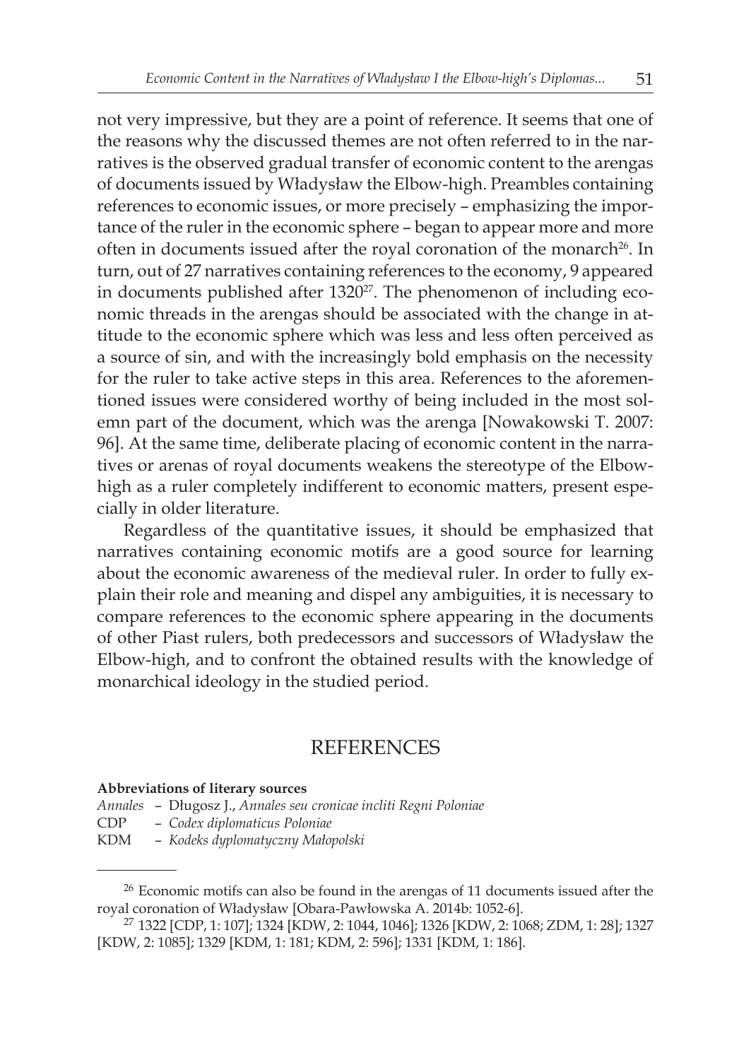not very impressive, but they are a point of reference. It seems that one of the reasons why the discussed themes are not often referred to in the narratives is the observed gradual transfer of economic content to the arengas of documents issued by Władysław the Elbow-high. Preambles containing references to economic issues, or more precisely – emphasizing the importance of the ruler in the economic sphere – began to appear more and more often in documents issued after the royal coronation of the monarch[26]. In turn, out of 27 narratives containing references to the economy, 9 appeared in documents published after 1320[27]. The phenomenon of including economic threads in the arengas should be associated with the change in attitude to the economic sphere which was less and less often perceived as a source of sin, and with the increasingly bold emphasis on the necessity for the ruler to take active steps in this area. References to the aforementioned issues were considered worthy of being included in the most solemn part of the document, which was the arenga [Nowakowski T. 2007: 96]. At the same time, deliberate placing of economic content in the narratives or arenas of royal documents weakens the stereotype of the Elbow-high as a ruler completely indifferent to economic matters, present especially in older literature.

Regardless of the quantitative issues, it should be emphasized that narratives containing economic motifs are a good source for learning about the economic awareness of the medieval ruler. In order to fully explain their role and meaning and dispel any ambiguities, it is necessary to compare references to the economic sphere appearing in the documents of other Piast rulers, both predecessors and successors of Władysław the Elbow-high, and to confront the obtained results with the knowledge of monarchical ideology in the studied period.

## REFERENCES

**Abbreviations of literary sources**

*Annales* – Długosz J., *Annales seu cronicae incliti Regni Poloniae*
CDP – *Codex diplomaticus Poloniae*
KDM – *Kodeks dyplomatyczny Małopolski*

---

[26] Economic motifs can also be found in the arengas of 11 documents issued after the royal coronation of Władysław [Obara-Pawłowska A. 2014b: 1052-6].

[27] 1322 [CDP, 1: 107]; 1324 [KDW, 2: 1044, 1046]; 1326 [KDW, 2: 1068; ZDM, 1: 28]; 1327 [KDW, 2: 1085]; 1329 [KDM, 1: 181; KDM, 2: 596]; 1331 [KDM, 1: 186].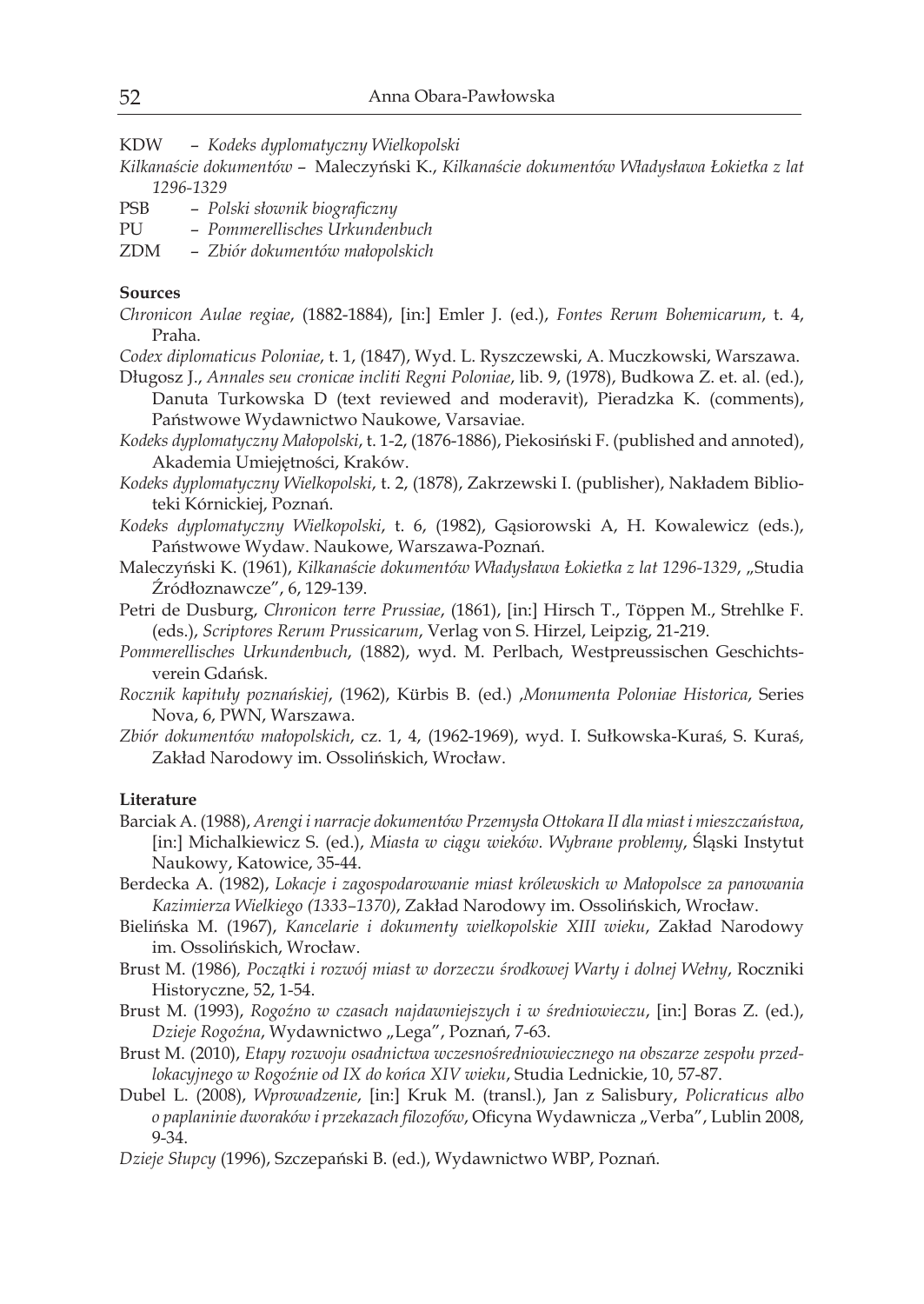KDW – *Kodeks dyplomatyczny Wielkopolski*

*Kilkanaście dokumentów* – Maleczyński K., *Kilkanaście dokumentów Władysława Łokietka z lat 1296-1329*

PSB – *Polski słownik biograficzny*

PU – *Pommerellisches Urkundenbuch*

ZDM – *Zbiór dokumentów małopolskich*

**Sources**

*Chronicon Aulae regiae*, (1882-1884), [in:] Emler J. (ed.), *Fontes Rerum Bohemicarum*, t. 4, Praha.

*Codex diplomaticus Poloniae*, t. 1, (1847), Wyd. L. Ryszczewski, A. Muczkowski, Warszawa.

Długosz J., *Annales seu cronicae incliti Regni Poloniae*, lib. 9, (1978), Budkowa Z. et. al. (ed.), Danuta Turkowska D (text reviewed and moderavit), Pieradzka K. (comments), Państwowe Wydawnictwo Naukowe, Varsaviae.

*Kodeks dyplomatyczny Małopolski*, t. 1-2, (1876-1886), Piekosiński F. (published and annoted), Akademia Umiejętności, Kraków.

*Kodeks dyplomatyczny Wielkopolski*, t. 2, (1878), Zakrzewski I. (publisher), Nakładem Biblioteki Kórnickiej, Poznań.

*Kodeks dyplomatyczny Wielkopolski*, t. 6, (1982), Gąsiorowski A, H. Kowalewicz (eds.), Państwowe Wydaw. Naukowe, Warszawa-Poznań.

Maleczyński K. (1961), *Kilkanaście dokumentów Władysława Łokietka z lat 1296-1329*, „Studia Źródłoznawcze", 6, 129-139.

Petri de Dusburg, *Chronicon terre Prussiae*, (1861), [in:] Hirsch T., Töppen M., Strehlke F. (eds.), *Scriptores Rerum Prussicarum*, Verlag von S. Hirzel, Leipzig, 21-219.

*Pommerellisches Urkundenbuch*, (1882), wyd. M. Perlbach, Westpreussischen Geschichtsverein Gdańsk.

*Rocznik kapituły poznańskiej*, (1962), Kürbis B. (ed.) ,*Monumenta Poloniae Historica*, Series Nova, 6, PWN, Warszawa.

*Zbiór dokumentów małopolskich*, cz. 1, 4, (1962-1969), wyd. I. Sułkowska-Kuraś, S. Kuraś, Zakład Narodowy im. Ossolińskich, Wrocław.

**Literature**

Barciak A. (1988), *Arengi i narracje dokumentów Przemysła Ottokara II dla miast i mieszczaństwa*, [in:] Michalkiewicz S. (ed.), *Miasta w ciągu wieków. Wybrane problemy*, Śląski Instytut Naukowy, Katowice, 35-44.

Berdecka A. (1982), *Lokacje i zagospodarowanie miast królewskich w Małopolsce za panowania Kazimierza Wielkiego (1333–1370)*, Zakład Narodowy im. Ossolińskich, Wrocław.

Bielińska M. (1967), *Kancelarie i dokumenty wielkopolskie XIII wieku*, Zakład Narodowy im. Ossolińskich, Wrocław.

Brust M. (1986), *Początki i rozwój miast w dorzeczu środkowej Warty i dolnej Wełny*, Roczniki Historyczne, 52, 1-54.

Brust M. (1993), *Rogoźno w czasach najdawniejszych i w średniowieczu*, [in:] Boras Z. (ed.), *Dzieje Rogoźna*, Wydawnictwo „Lega", Poznań, 7-63.

Brust M. (2010), *Etapy rozwoju osadnictwa wczesnośredniowiecznego na obszarze zespołu przedlokacyjnego w Rogoźnie od IX do końca XIV wieku*, Studia Lednickie, 10, 57-87.

Dubel L. (2008), *Wprowadzenie*, [in:] Kruk M. (transl.), Jan z Salisbury, *Policraticus albo o paplaninie dworaków i przekazach filozofów*, Oficyna Wydawnicza „Verba", Lublin 2008, 9-34.

*Dzieje Słupcy* (1996), Szczepański B. (ed.), Wydawnictwo WBP, Poznań.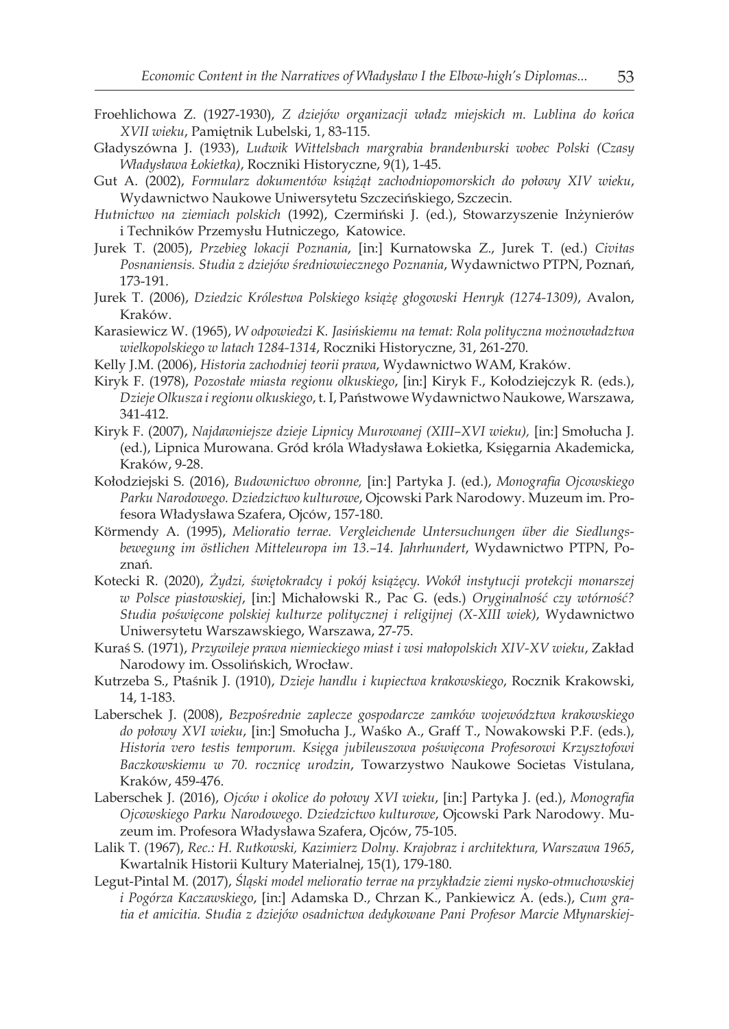Froehlichowa Z. (1927-1930), *Z dziejów organizacji władz miejskich m. Lublina do końca XVII wieku*, Pamiętnik Lubelski, 1, 83-115.

Gładyszówna J. (1933), *Ludwik Wittelsbach margrabia brandenburski wobec Polski (Czasy Władysława Łokietka)*, Roczniki Historyczne, 9(1), 1-45.

Gut A. (2002), *Formularz dokumentów książąt zachodniopomorskich do połowy XIV wieku*, Wydawnictwo Naukowe Uniwersytetu Szczecińskiego, Szczecin.

*Hutnictwo na ziemiach polskich* (1992), Czermiński J. (ed.), Stowarzyszenie Inżynierów i Techników Przemysłu Hutniczego, Katowice.

Jurek T. (2005), *Przebieg lokacji Poznania*, [in:] Kurnatowska Z., Jurek T. (ed.) *Civitas Posnaniensis. Studia z dziejów średniowiecznego Poznania*, Wydawnictwo PTPN, Poznań, 173-191.

Jurek T. (2006), *Dziedzic Królestwa Polskiego książę głogowski Henryk (1274-1309)*, Avalon, Kraków.

Karasiewicz W. (1965), *W odpowiedzi K. Jasińskiemu na temat: Rola polityczna możnowładztwa wielkopolskiego w latach 1284-1314*, Roczniki Historyczne, 31, 261-270.

Kelly J.M. (2006), *Historia zachodniej teorii prawa*, Wydawnictwo WAM, Kraków.

Kiryk F. (1978), *Pozostałe miasta regionu olkuskiego*, [in:] Kiryk F., Kołodziejczyk R. (eds.), *Dzieje Olkusza i regionu olkuskiego*, t. I, Państwowe Wydawnictwo Naukowe, Warszawa, 341-412.

Kiryk F. (2007), *Najdawniejsze dzieje Lipnicy Murowanej (XIII–XVI wieku),* [in:] Smołucha J. (ed.), Lipnica Murowana. Gród króla Władysława Łokietka, Księgarnia Akademicka, Kraków, 9-28.

Kołodziejski S. (2016), *Budownictwo obronne,* [in:] Partyka J. (ed.), *Monografia Ojcowskiego Parku Narodowego. Dziedzictwo kulturowe*, Ojcowski Park Narodowy. Muzeum im. Profesora Władysława Szafera, Ojców, 157-180.

Körmendy A. (1995), *Melioratio terrae. Vergleichende Untersuchungen über die Siedlungsbewegung im östlichen Mitteleuropa im 13.–14. Jahrhundert*, Wydawnictwo PTPN, Poznań.

Kotecki R. (2020), *Żydzi, świętokradcy i pokój książęcy. Wokół instytucji protekcji monarszej w Polsce piastowskiej*, [in:] Michałowski R., Pac G. (eds.) *Oryginalność czy wtórność? Studia poświęcone polskiej kulturze politycznej i religijnej (X-XIII wiek)*, Wydawnictwo Uniwersytetu Warszawskiego, Warszawa, 27-75.

Kuraś S. (1971), *Przywileje prawa niemieckiego miast i wsi małopolskich XIV-XV wieku*, Zakład Narodowy im. Ossolińskich, Wrocław.

Kutrzeba S., Ptaśnik J. (1910), *Dzieje handlu i kupiectwa krakowskiego*, Rocznik Krakowski, 14, 1-183.

Laberschek J. (2008), *Bezpośrednie zaplecze gospodarcze zamków województwa krakowskiego do połowy XVI wieku*, [in:] Smołucha J., Waśko A., Graff T., Nowakowski P.F. (eds.), *Historia vero testis temporum. Księga jubileuszowa poświęcona Profesorowi Krzysztofowi Baczkowskiemu w 70. rocznicę urodzin*, Towarzystwo Naukowe Societas Vistulana, Kraków, 459-476.

Laberschek J. (2016), *Ojców i okolice do połowy XVI wieku*, [in:] Partyka J. (ed.), *Monografia Ojcowskiego Parku Narodowego. Dziedzictwo kulturowe*, Ojcowski Park Narodowy. Muzeum im. Profesora Władysława Szafera, Ojców, 75-105.

Lalik T. (1967), *Rec.: H. Rutkowski, Kazimierz Dolny. Krajobraz i architektura, Warszawa 1965*, Kwartalnik Historii Kultury Materialnej, 15(1), 179-180.

Legut-Pintal M. (2017), *Śląski model melioratio terrae na przykładzie ziemi nysko-otmuchowskiej i Pogórza Kaczawskiego*, [in:] Adamska D., Chrzan K., Pankiewicz A. (eds.), *Cum gratia et amicitia. Studia z dziejów osadnictwa dedykowane Pani Profesor Marcie Młynarskiej-*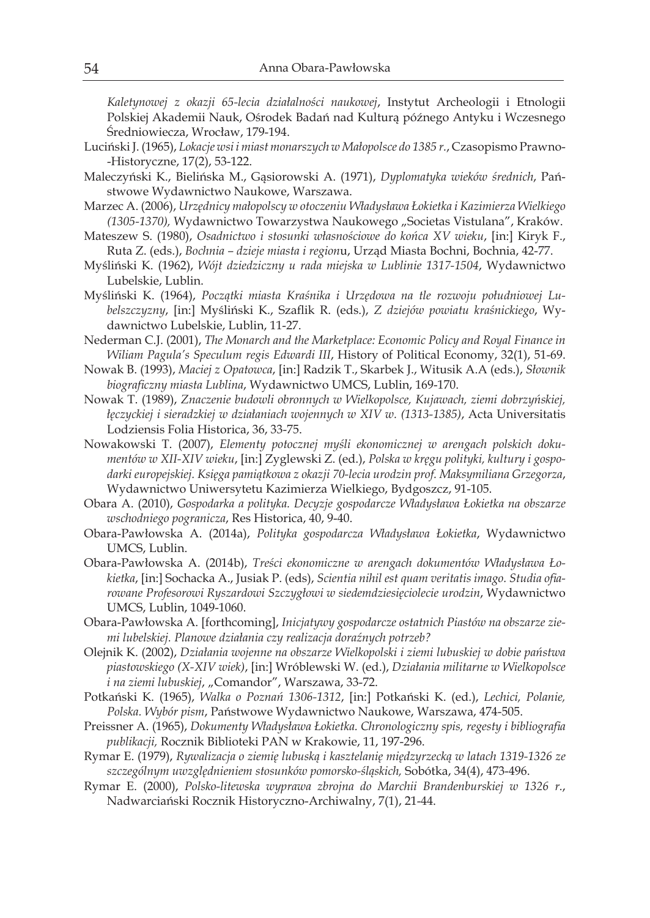*Kaletynowej z okazji 65-lecia działalności naukowej*, Instytut Archeologii i Etnologii Polskiej Akademii Nauk, Ośrodek Badań nad Kulturą późnego Antyku i Wczesnego Średniowiecza, Wrocław, 179-194.

Luciński J. (1965), *Lokacje wsi i miast monarszych w Małopolsce do 1385 r.*, Czasopismo Prawno-Historyczne, 17(2), 53-122.

Maleczyński K., Bielińska M., Gąsiorowski A. (1971), *Dyplomatyka wieków średnich*, Państwowe Wydawnictwo Naukowe, Warszawa.

Marzec A. (2006), *Urzędnicy małopolscy w otoczeniu Władysława Łokietka i Kazimierza Wielkiego (1305-1370),* Wydawnictwo Towarzystwa Naukowego „Societas Vistulana", Kraków.

Mateszew S. (1980), *Osadnictwo i stosunki własnościowe do końca XV wieku*, [in:] Kiryk F., Ruta Z. (eds.), *Bochnia – dzieje miasta i region*u, Urząd Miasta Bochni, Bochnia, 42-77.

Myśliński K. (1962), *Wójt dziedziczny u rada miejska w Lublinie 1317-1504*, Wydawnictwo Lubelskie, Lublin.

Myśliński K. (1964), *Początki miasta Kraśnika i Urzędowa na tle rozwoju południowej Lubelszczyzny*, [in:] Myśliński K., Szaflik R. (eds.), *Z dziejów powiatu kraśnickiego*, Wydawnictwo Lubelskie, Lublin, 11-27.

Nederman C.J. (2001), *The Monarch and the Marketplace: Economic Policy and Royal Finance in Wiliam Pagula's Speculum regis Edwardi III*, History of Political Economy, 32(1), 51-69.

Nowak B. (1993), *Maciej z Opatowca*, [in:] Radzik T., Skarbek J., Witusik A.A (eds.), *Słownik biograficzny miasta Lublina*, Wydawnictwo UMCS, Lublin, 169-170.

Nowak T. (1989), *Znaczenie budowli obronnych w Wielkopolsce, Kujawach, ziemi dobrzyńskiej, łęczyckiej i sieradzkiej w działaniach wojennych w XIV w. (1313-1385)*, Acta Universitatis Lodziensis Folia Historica, 36, 33-75.

Nowakowski T. (2007), *Elementy potocznej myśli ekonomicznej w arengach polskich dokumentów w XII-XIV wieku*, [in:] Zyglewski Z. (ed.), *Polska w kręgu polityki, kultury i gospodarki europejskiej. Księga pamiątkowa z okazji 70-lecia urodzin prof. Maksymiliana Grzegorza*, Wydawnictwo Uniwersytetu Kazimierza Wielkiego, Bydgoszcz, 91-105.

Obara A. (2010), *Gospodarka a polityka. Decyzje gospodarcze Władysława Łokietka na obszarze wschodniego pogranicza*, Res Historica, 40, 9-40.

Obara-Pawłowska A. (2014a), *Polityka gospodarcza Władysława Łokietka*, Wydawnictwo UMCS, Lublin.

Obara-Pawłowska A. (2014b), *Treści ekonomiczne w arengach dokumentów Władysława Łokietka*, [in:] Sochacka A., Jusiak P. (eds), *Scientia nihil est quam veritatis imago. Studia ofiarowane Profesorowi Ryszardowi Szczygłowi w siedemdziesięciolecie urodzin*, Wydawnictwo UMCS, Lublin, 1049-1060.

Obara-Pawłowska A. [forthcoming], *Inicjatywy gospodarcze ostatnich Piastów na obszarze ziemi lubelskiej. Planowe działania czy realizacja doraźnych potrzeb?*

Olejnik K. (2002), *Działania wojenne na obszarze Wielkopolski i ziemi lubuskiej w dobie państwa piastowskiego (X-XIV wiek)*, [in:] Wróblewski W. (ed.), *Działania militarne w Wielkopolsce i na ziemi lubuskiej*, „Comandor", Warszawa, 33-72.

Potkański K. (1965), *Walka o Poznań 1306-1312*, [in:] Potkański K. (ed.), *Lechici, Polanie, Polska. Wybór pism*, Państwowe Wydawnictwo Naukowe, Warszawa, 474-505.

Preissner A. (1965), *Dokumenty Władysława Łokietka. Chronologiczny spis, regesty i bibliografia publikacji,* Rocznik Biblioteki PAN w Krakowie, 11, 197-296.

Rymar E. (1979), *Rywalizacja o ziemię lubuską i kasztelanię międzyrzecką w latach 1319-1326 ze szczególnym uwzględnieniem stosunków pomorsko-śląskich,* Sobótka, 34(4), 473-496.

Rymar E. (2000), *Polsko-litewska wyprawa zbrojna do Marchii Brandenburskiej w 1326 r.*, Nadwarciański Rocznik Historyczno-Archiwalny, 7(1), 21-44.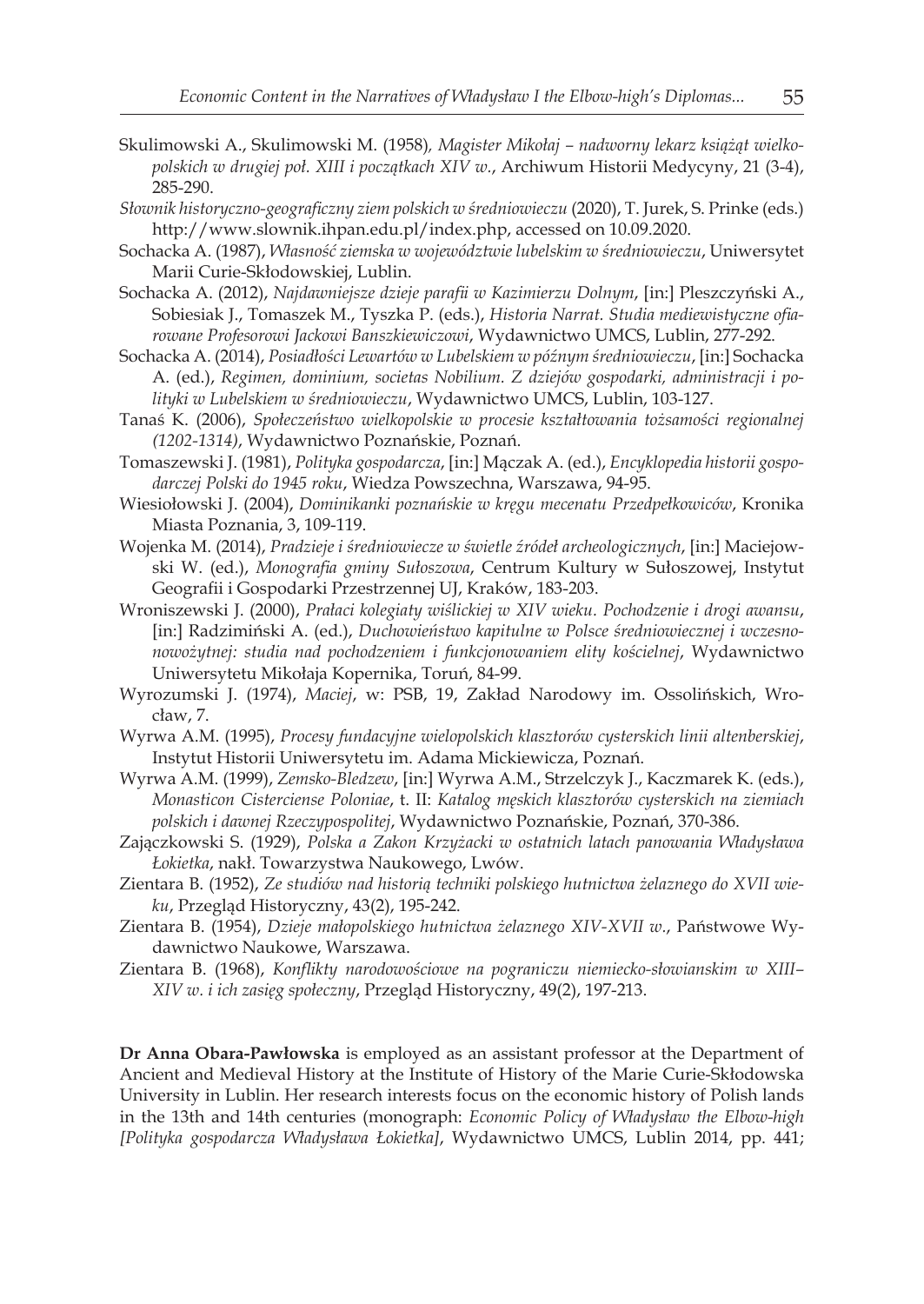Skulimowski A., Skulimowski M. (1958), *Magister Mikołaj – nadworny lekarz książąt wielkopolskich w drugiej poł. XIII i początkach XIV w.*, Archiwum Historii Medycyny, 21 (3-4), 285-290.

*Słownik historyczno-geograficzny ziem polskich w średniowieczu* (2020), T. Jurek, S. Prinke (eds.) http://www.slownik.ihpan.edu.pl/index.php, accessed on 10.09.2020.

Sochacka A. (1987), *Własność ziemska w województwie lubelskim w średniowieczu*, Uniwersytet Marii Curie-Skłodowskiej, Lublin.

Sochacka A. (2012), *Najdawniejsze dzieje parafii w Kazimierzu Dolnym*, [in:] Pleszczyński A., Sobiesiak J., Tomaszek M., Tyszka P. (eds.), *Historia Narrat. Studia mediewistyczne ofiarowane Profesorowi Jackowi Banszkiewiczowi*, Wydawnictwo UMCS, Lublin, 277-292.

Sochacka A. (2014), *Posiadłości Lewartów w Lubelskiem w późnym średniowieczu*, [in:] Sochacka A. (ed.), *Regimen, dominium, societas Nobilium. Z dziejów gospodarki, administracji i polityki w Lubelskiem w średniowieczu*, Wydawnictwo UMCS, Lublin, 103-127.

Tanaś K. (2006), *Społeczeństwo wielkopolskie w procesie kształtowania tożsamości regionalnej (1202-1314)*, Wydawnictwo Poznańskie, Poznań.

Tomaszewski J. (1981), *Polityka gospodarcza*, [in:] Mączak A. (ed.), *Encyklopedia historii gospodarczej Polski do 1945 roku*, Wiedza Powszechna, Warszawa, 94-95.

Wiesiołowski J. (2004), *Dominikanki poznańskie w kręgu mecenatu Przedpełkowiców*, Kronika Miasta Poznania, 3, 109-119.

Wojenka M. (2014), *Pradzieje i średniowiecze w świetle źródeł archeologicznych*, [in:] Maciejowski W. (ed.), *Monografia gminy Sułoszowa*, Centrum Kultury w Sułoszowej, Instytut Geografii i Gospodarki Przestrzennej UJ, Kraków, 183-203.

Wroniszewski J. (2000), *Prałaci kolegiaty wiślickiej w XIV wieku. Pochodzenie i drogi awansu*, [in:] Radzimiński A. (ed.), *Duchowieństwo kapitulne w Polsce średniowiecznej i wczesnonowożytnej: studia nad pochodzeniem i funkcjonowaniem elity kościelnej*, Wydawnictwo Uniwersytetu Mikołaja Kopernika, Toruń, 84-99.

Wyrozumski J. (1974), *Maciej*, w: PSB, 19, Zakład Narodowy im. Ossolińskich, Wrocław, 7.

Wyrwa A.M. (1995), *Procesy fundacyjne wielopolskich klasztorów cysterskich linii altenberskiej*, Instytut Historii Uniwersytetu im. Adama Mickiewicza, Poznań.

Wyrwa A.M. (1999), *Zemsko-Bledzew*, [in:] Wyrwa A.M., Strzelczyk J., Kaczmarek K. (eds.), *Monasticon Cisterciense Poloniae*, t. II: *Katalog męskich klasztorów cysterskich na ziemiach polskich i dawnej Rzeczypospolitej*, Wydawnictwo Poznańskie, Poznań, 370-386.

Zajączkowski S. (1929), *Polska a Zakon Krzyżacki w ostatnich latach panowania Władysława Łokietka*, nakł. Towarzystwa Naukowego, Lwów.

Zientara B. (1952), *Ze studiów nad historią techniki polskiego hutnictwa żelaznego do XVII wieku*, Przegląd Historyczny, 43(2), 195-242.

Zientara B. (1954), *Dzieje małopolskiego hutnictwa żelaznego XIV-XVII w.*, Państwowe Wydawnictwo Naukowe, Warszawa.

Zientara B. (1968), *Konflikty narodowościowe na pograniczu niemiecko-słowianskim w XIII–XIV w. i ich zasięg społeczny*, Przegląd Historyczny, 49(2), 197-213.

**Dr Anna Obara-Pawłowska** is employed as an assistant professor at the Department of Ancient and Medieval History at the Institute of History of the Marie Curie-Skłodowska University in Lublin. Her research interests focus on the economic history of Polish lands in the 13th and 14th centuries (monograph: *Economic Policy of Władysław the Elbow-high [Polityka gospodarcza Władysława Łokietka]*, Wydawnictwo UMCS, Lublin 2014, pp. 441;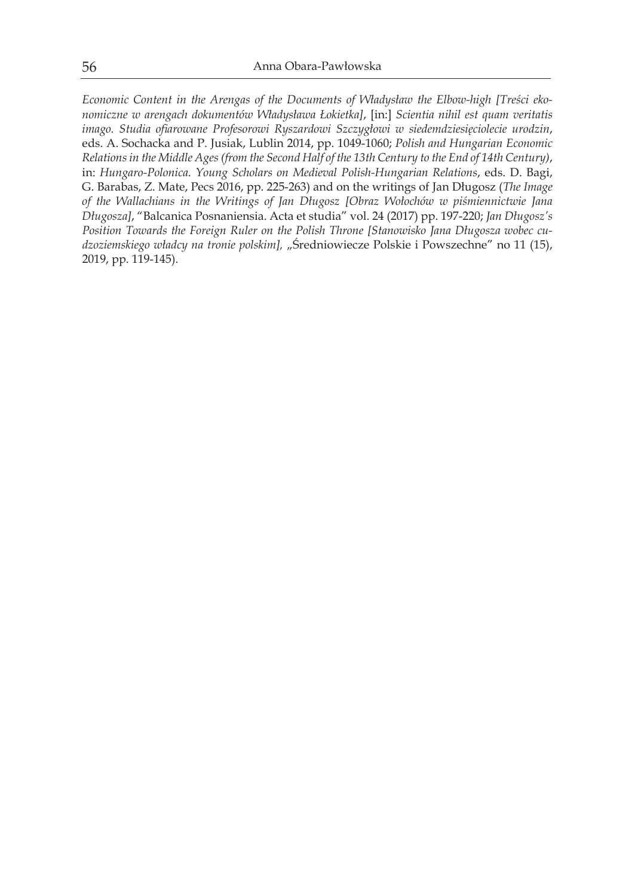*Economic Content in the Arengas of the Documents of Władysław the Elbow-high [Treści ekonomiczne w arengach dokumentów Władysława Łokietka]*, [in:] *Scientia nihil est quam veritatis imago. Studia ofiarowane Profesorowi Ryszardowi Szczygłowi w siedemdziesięciolecie urodzin*, eds. A. Sochacka and P. Jusiak, Lublin 2014, pp. 1049-1060; *Polish and Hungarian Economic Relations in the Middle Ages (from the Second Half of the 13th Century to the End of 14th Century)*, in: *Hungaro-Polonica. Young Scholars on Medieval Polish-Hungarian Relations*, eds. D. Bagi, G. Barabas, Z. Mate, Pecs 2016, pp. 225-263) and on the writings of Jan Długosz (*The Image of the Wallachians in the Writings of Jan Długosz [Obraz Wołochów w piśmiennictwie Jana Długosza]*, "Balcanica Posnaniensia. Acta et studia" vol. 24 (2017) pp. 197-220; *Jan Długosz's Position Towards the Foreign Ruler on the Polish Throne [Stanowisko Jana Długosza wobec cudzoziemskiego władcy na tronie polskim],* „Średniowiecze Polskie i Powszechne" no 11 (15), 2019, pp. 119-145).